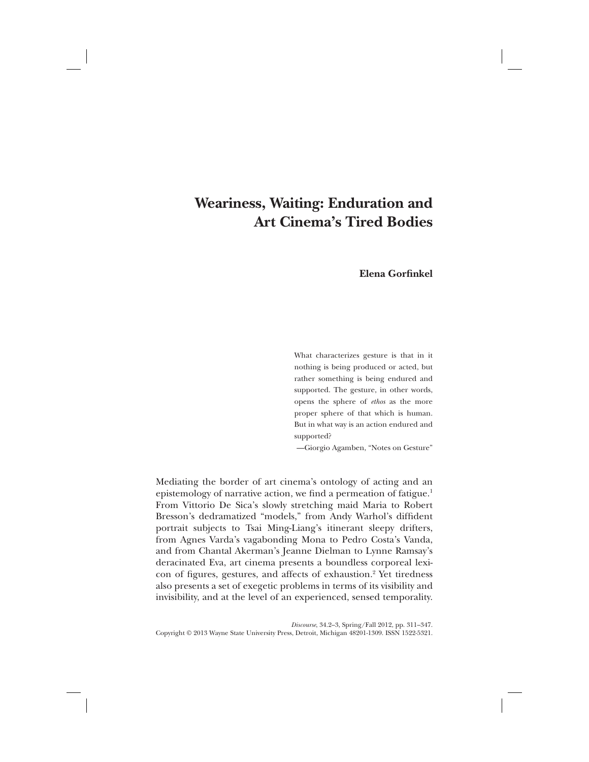# Weariness, Waiting: Enduration and Art Cinema's Tired Bodies

**Elena Gorfinkel**

> What characterizes gesture is that in it nothing is being produced or acted, but rather something is being endured and supported. The gesture, in other words, opens the sphere of *ethos* as the more proper sphere of that which is human. But in what way is an action endured and supported?
>
> —Giorgio Agamben, "Notes on Gesture"

Mediating the border of art cinema's ontology of acting and an epistemology of narrative action, we find a permeation of fatigue.[1] From Vittorio De Sica's slowly stretching maid Maria to Robert Bresson's dedramatized "models," from Andy Warhol's diffident portrait subjects to Tsai Ming-Liang's itinerant sleepy drifters, from Agnes Varda's vagabonding Mona to Pedro Costa's Vanda, and from Chantal Akerman's Jeanne Dielman to Lynne Ramsay's deracinated Eva, art cinema presents a boundless corporeal lexicon of figures, gestures, and affects of exhaustion.[2] Yet tiredness also presents a set of exegetic problems in terms of its visibility and invisibility, and at the level of an experienced, sensed temporality.

*Discourse*, 34.2–3, Spring/Fall 2012, pp. 311–347.
Copyright © 2013 Wayne State University Press, Detroit, Michigan 48201-1309. ISSN 1522-5321.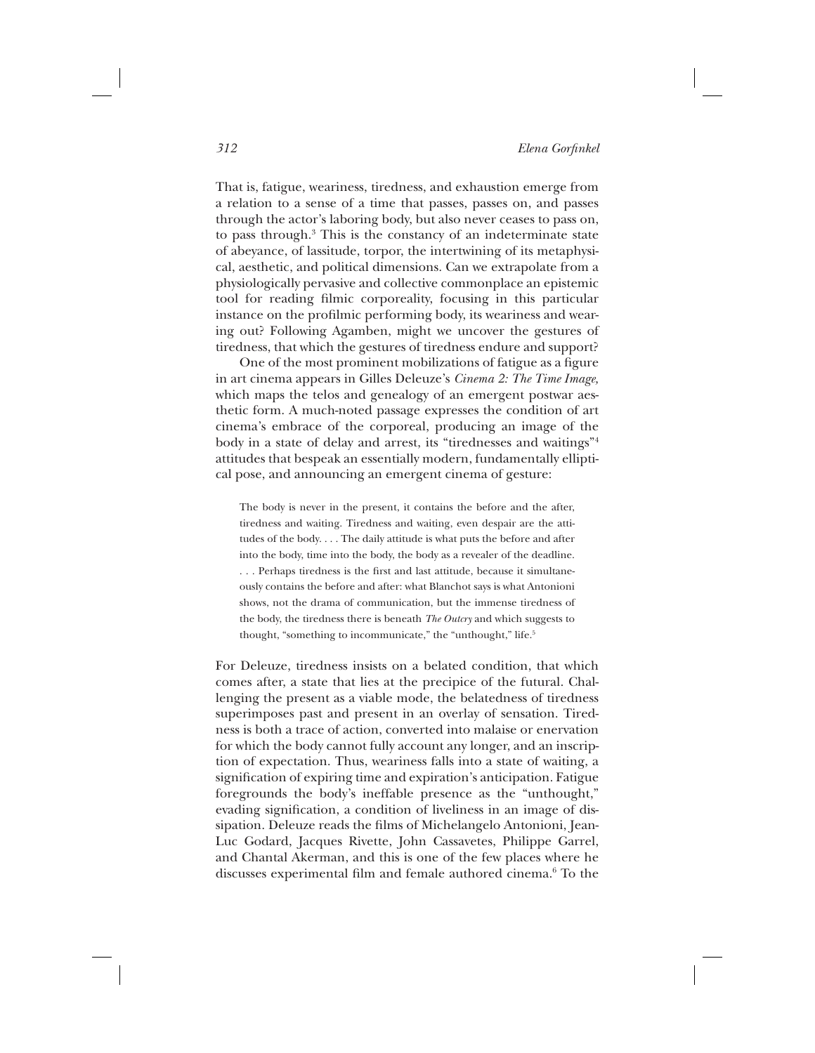That is, fatigue, weariness, tiredness, and exhaustion emerge from a relation to a sense of a time that passes, passes on, and passes through the actor's laboring body, but also never ceases to pass on, to pass through.[3] This is the constancy of an indeterminate state of abeyance, of lassitude, torpor, the intertwining of its metaphysical, aesthetic, and political dimensions. Can we extrapolate from a physiologically pervasive and collective commonplace an epistemic tool for reading filmic corporeality, focusing in this particular instance on the profilmic performing body, its weariness and wearing out? Following Agamben, might we uncover the gestures of tiredness, that which the gestures of tiredness endure and support?

One of the most prominent mobilizations of fatigue as a figure in art cinema appears in Gilles Deleuze's *Cinema 2: The Time Image,* which maps the telos and genealogy of an emergent postwar aesthetic form. A much-noted passage expresses the condition of art cinema's embrace of the corporeal, producing an image of the body in a state of delay and arrest, its "tirednesses and waitings"[4] attitudes that bespeak an essentially modern, fundamentally elliptical pose, and announcing an emergent cinema of gesture:

> The body is never in the present, it contains the before and the after, tiredness and waiting. Tiredness and waiting, even despair are the attitudes of the body. . . . The daily attitude is what puts the before and after into the body, time into the body, the body as a revealer of the deadline. . . . Perhaps tiredness is the first and last attitude, because it simultaneously contains the before and after: what Blanchot says is what Antonioni shows, not the drama of communication, but the immense tiredness of the body, the tiredness there is beneath *The Outcry* and which suggests to thought, "something to incommunicate," the "unthought," life.[5]

For Deleuze, tiredness insists on a belated condition, that which comes after, a state that lies at the precipice of the futural. Challenging the present as a viable mode, the belatedness of tiredness superimposes past and present in an overlay of sensation. Tiredness is both a trace of action, converted into malaise or enervation for which the body cannot fully account any longer, and an inscription of expectation. Thus, weariness falls into a state of waiting, a signification of expiring time and expiration's anticipation. Fatigue foregrounds the body's ineffable presence as the "unthought," evading signification, a condition of liveliness in an image of dissipation. Deleuze reads the films of Michelangelo Antonioni, Jean-Luc Godard, Jacques Rivette, John Cassavetes, Philippe Garrel, and Chantal Akerman, and this is one of the few places where he discusses experimental film and female authored cinema.[6] To the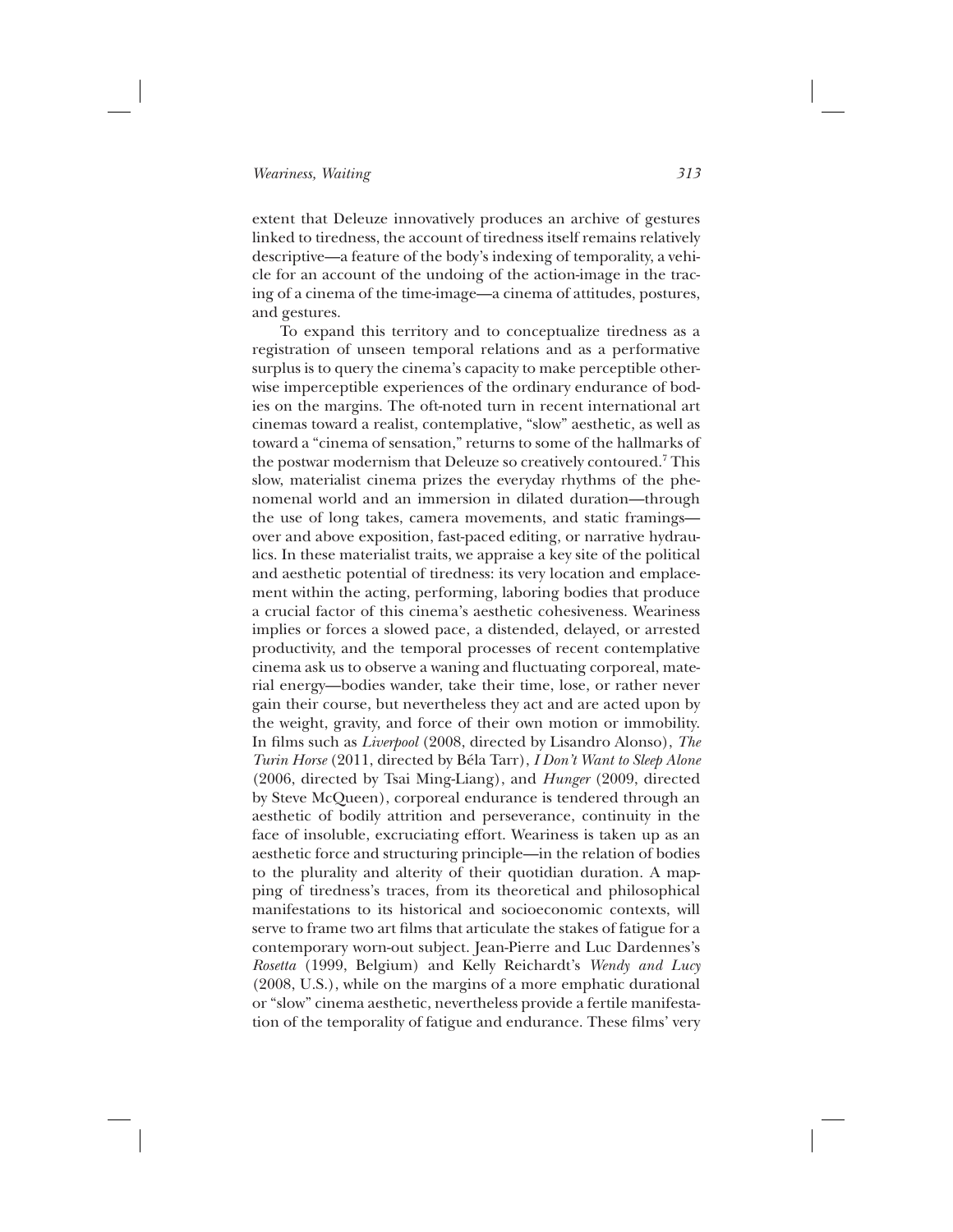extent that Deleuze innovatively produces an archive of gestures linked to tiredness, the account of tiredness itself remains relatively descriptive—a feature of the body's indexing of temporality, a vehicle for an account of the undoing of the action-image in the tracing of a cinema of the time-image—a cinema of attitudes, postures, and gestures.

To expand this territory and to conceptualize tiredness as a registration of unseen temporal relations and as a performative surplus is to query the cinema's capacity to make perceptible otherwise imperceptible experiences of the ordinary endurance of bodies on the margins. The oft-noted turn in recent international art cinemas toward a realist, contemplative, "slow" aesthetic, as well as toward a "cinema of sensation," returns to some of the hallmarks of the postwar modernism that Deleuze so creatively contoured.[7] This slow, materialist cinema prizes the everyday rhythms of the phenomenal world and an immersion in dilated duration—through the use of long takes, camera movements, and static framings—over and above exposition, fast-paced editing, or narrative hydraulics. In these materialist traits, we appraise a key site of the political and aesthetic potential of tiredness: its very location and emplacement within the acting, performing, laboring bodies that produce a crucial factor of this cinema's aesthetic cohesiveness. Weariness implies or forces a slowed pace, a distended, delayed, or arrested productivity, and the temporal processes of recent contemplative cinema ask us to observe a waning and fluctuating corporeal, material energy—bodies wander, take their time, lose, or rather never gain their course, but nevertheless they act and are acted upon by the weight, gravity, and force of their own motion or immobility. In films such as *Liverpool* (2008, directed by Lisandro Alonso), *The Turin Horse* (2011, directed by Béla Tarr), *I Don't Want to Sleep Alone* (2006, directed by Tsai Ming-Liang), and *Hunger* (2009, directed by Steve McQueen), corporeal endurance is tendered through an aesthetic of bodily attrition and perseverance, continuity in the face of insoluble, excruciating effort. Weariness is taken up as an aesthetic force and structuring principle—in the relation of bodies to the plurality and alterity of their quotidian duration. A mapping of tiredness's traces, from its theoretical and philosophical manifestations to its historical and socioeconomic contexts, will serve to frame two art films that articulate the stakes of fatigue for a contemporary worn-out subject. Jean-Pierre and Luc Dardennes's *Rosetta* (1999, Belgium) and Kelly Reichardt's *Wendy and Lucy* (2008, U.S.), while on the margins of a more emphatic durational or "slow" cinema aesthetic, nevertheless provide a fertile manifestation of the temporality of fatigue and endurance. These films' very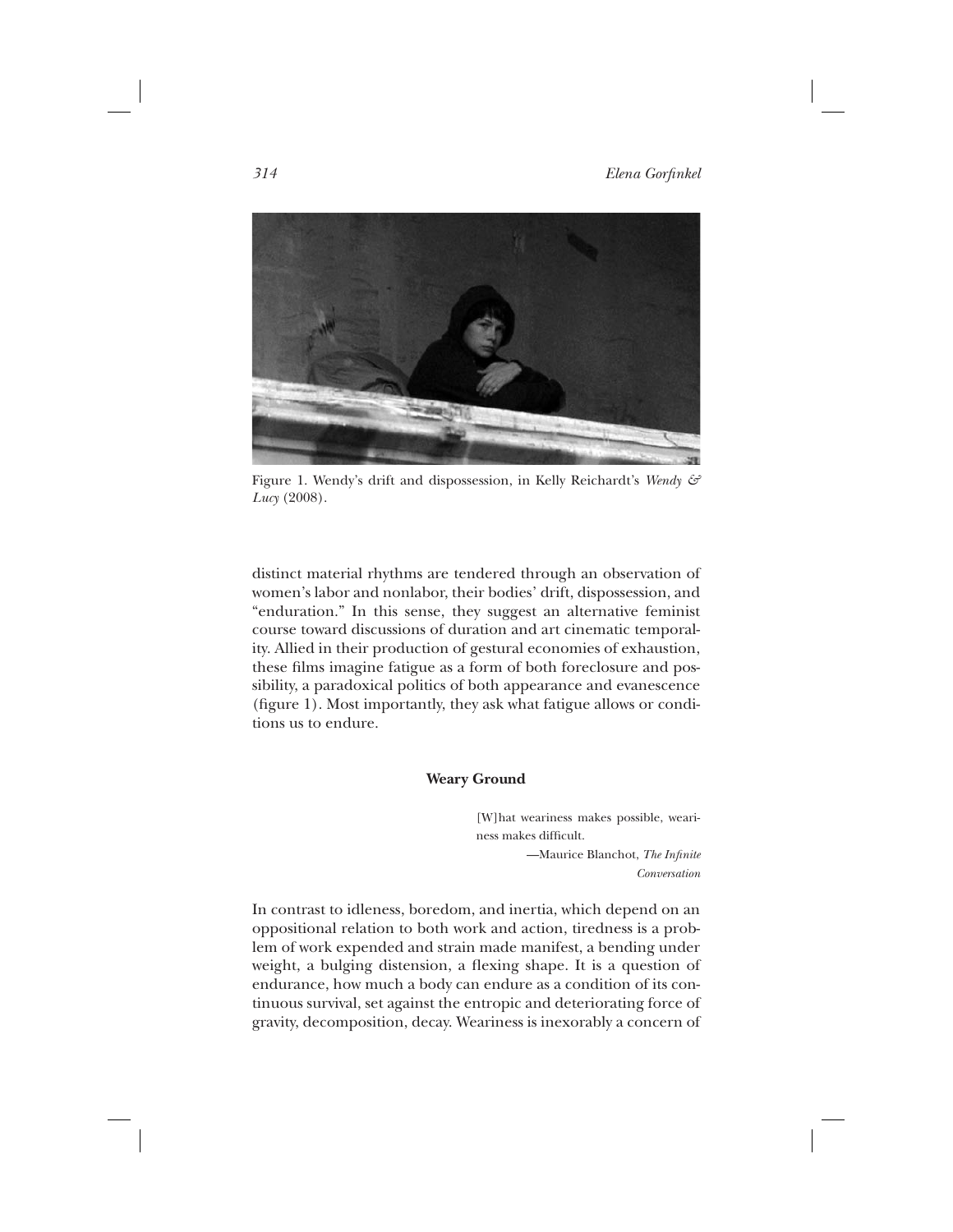Figure 1. Wendy's drift and dispossession, in Kelly Reichardt's *Wendy & Lucy* (2008).

distinct material rhythms are tendered through an observation of women's labor and nonlabor, their bodies' drift, dispossession, and "enduration." In this sense, they suggest an alternative feminist course toward discussions of duration and art cinematic temporality. Allied in their production of gestural economies of exhaustion, these films imagine fatigue as a form of both foreclosure and possibility, a paradoxical politics of both appearance and evanescence (figure 1). Most importantly, they ask what fatigue allows or conditions us to endure.

## Weary Ground

> [W]hat weariness makes possible, weariness makes difficult.
>
> —Maurice Blanchot, *The Infinite Conversation*

In contrast to idleness, boredom, and inertia, which depend on an oppositional relation to both work and action, tiredness is a problem of work expended and strain made manifest, a bending under weight, a bulging distension, a flexing shape. It is a question of endurance, how much a body can endure as a condition of its continuous survival, set against the entropic and deteriorating force of gravity, decomposition, decay. Weariness is inexorably a concern of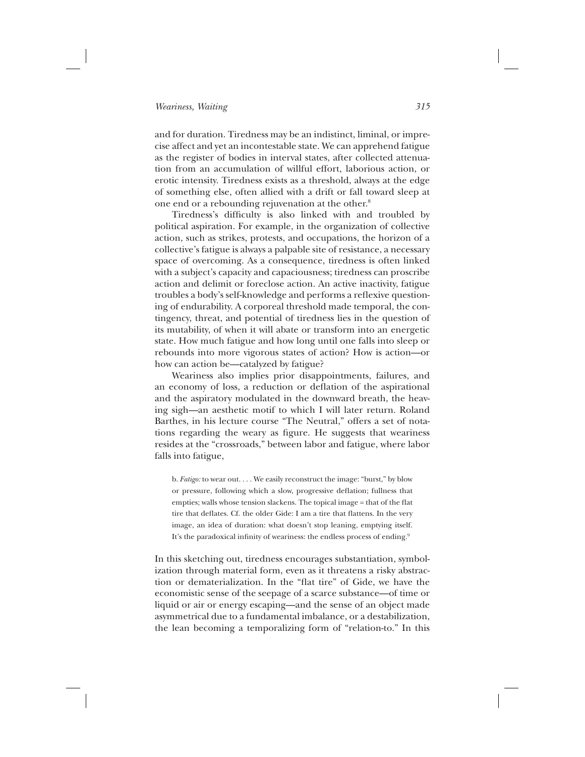and for duration. Tiredness may be an indistinct, liminal, or imprecise affect and yet an incontestable state. We can apprehend fatigue as the register of bodies in interval states, after collected attenuation from an accumulation of willful effort, laborious action, or erotic intensity. Tiredness exists as a threshold, always at the edge of something else, often allied with a drift or fall toward sleep at one end or a rebounding rejuvenation at the other.[8]

Tiredness's difficulty is also linked with and troubled by political aspiration. For example, in the organization of collective action, such as strikes, protests, and occupations, the horizon of a collective's fatigue is always a palpable site of resistance, a necessary space of overcoming. As a consequence, tiredness is often linked with a subject's capacity and capaciousness; tiredness can proscribe action and delimit or foreclose action. An active inactivity, fatigue troubles a body's self-knowledge and performs a reflexive questioning of endurability. A corporeal threshold made temporal, the contingency, threat, and potential of tiredness lies in the question of its mutability, of when it will abate or transform into an energetic state. How much fatigue and how long until one falls into sleep or rebounds into more vigorous states of action? How is action—or how can action be—catalyzed by fatigue?

Weariness also implies prior disappointments, failures, and an economy of loss, a reduction or deflation of the aspirational and the aspiratory modulated in the downward breath, the heaving sigh—an aesthetic motif to which I will later return. Roland Barthes, in his lecture course "The Neutral," offers a set of notations regarding the weary as figure. He suggests that weariness resides at the "crossroads," between labor and fatigue, where labor falls into fatigue,

> b. *Fatigo:* to wear out. . . . We easily reconstruct the image: "burst," by blow or pressure, following which a slow, progressive deflation; fullness that empties; walls whose tension slackens. The topical image = that of the flat tire that deflates. Cf. the older Gide: I am a tire that flattens. In the very image, an idea of duration: what doesn't stop leaning, emptying itself. It's the paradoxical infinity of weariness: the endless process of ending.[9]

In this sketching out, tiredness encourages substantiation, symbolization through material form, even as it threatens a risky abstraction or dematerialization. In the "flat tire" of Gide, we have the economistic sense of the seepage of a scarce substance—of time or liquid or air or energy escaping—and the sense of an object made asymmetrical due to a fundamental imbalance, or a destabilization, the lean becoming a temporalizing form of "relation-to." In this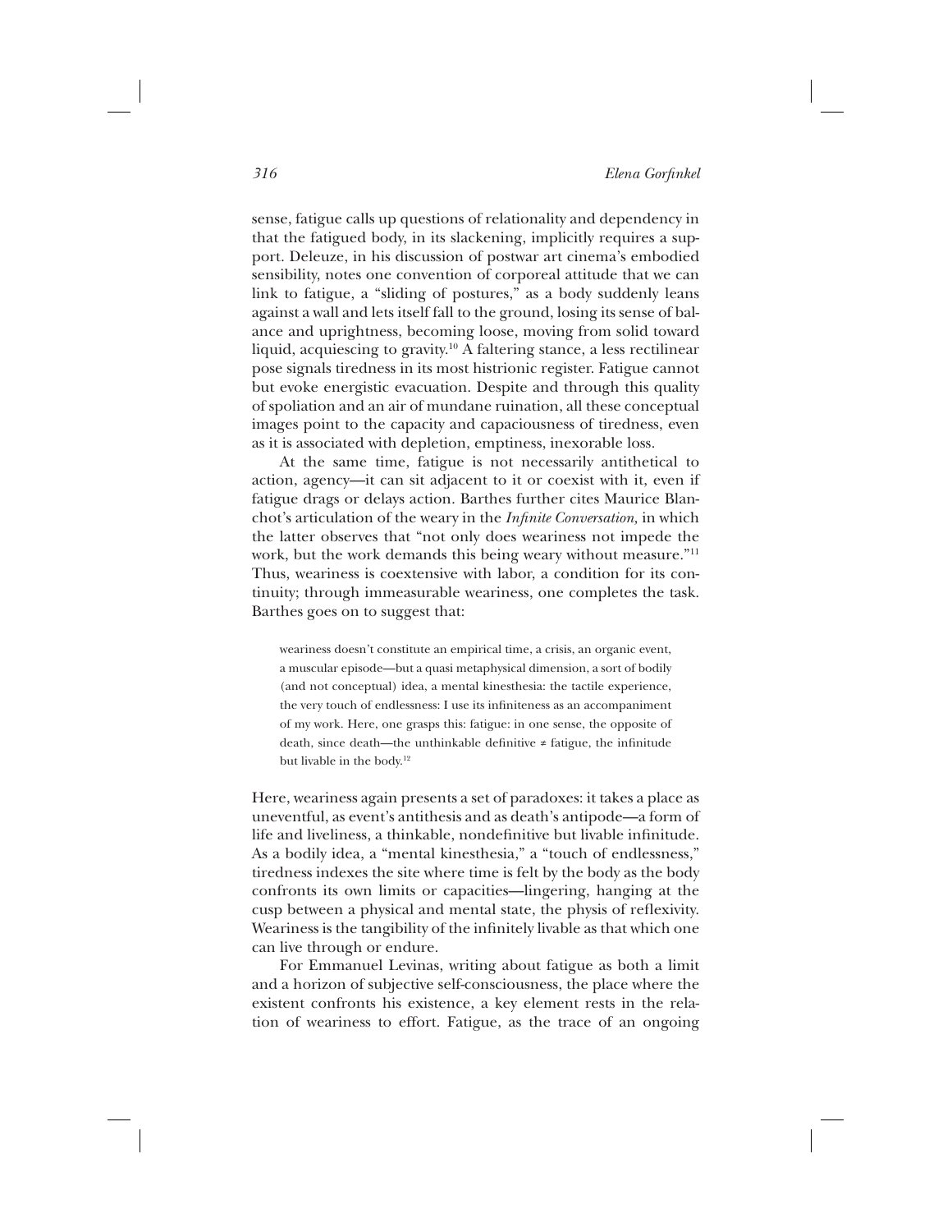sense, fatigue calls up questions of relationality and dependency in that the fatigued body, in its slackening, implicitly requires a support. Deleuze, in his discussion of postwar art cinema's embodied sensibility, notes one convention of corporeal attitude that we can link to fatigue, a "sliding of postures," as a body suddenly leans against a wall and lets itself fall to the ground, losing its sense of balance and uprightness, becoming loose, moving from solid toward liquid, acquiescing to gravity.[10] A faltering stance, a less rectilinear pose signals tiredness in its most histrionic register. Fatigue cannot but evoke energistic evacuation. Despite and through this quality of spoliation and an air of mundane ruination, all these conceptual images point to the capacity and capaciousness of tiredness, even as it is associated with depletion, emptiness, inexorable loss.

At the same time, fatigue is not necessarily antithetical to action, agency—it can sit adjacent to it or coexist with it, even if fatigue drags or delays action. Barthes further cites Maurice Blanchot's articulation of the weary in the *Infinite Conversation,* in which the latter observes that "not only does weariness not impede the work, but the work demands this being weary without measure."[11] Thus, weariness is coextensive with labor, a condition for its continuity; through immeasurable weariness, one completes the task. Barthes goes on to suggest that:

> weariness doesn't constitute an empirical time, a crisis, an organic event, a muscular episode—but a quasi metaphysical dimension, a sort of bodily (and not conceptual) idea, a mental kinesthesia: the tactile experience, the very touch of endlessness: I use its infiniteness as an accompaniment of my work. Here, one grasps this: fatigue: in one sense, the opposite of death, since death—the unthinkable definitive ≠ fatigue, the infinitude but livable in the body.[12]

Here, weariness again presents a set of paradoxes: it takes a place as uneventful, as event's antithesis and as death's antipode—a form of life and liveliness, a thinkable, nondefinitive but livable infinitude. As a bodily idea, a "mental kinesthesia," a "touch of endlessness," tiredness indexes the site where time is felt by the body as the body confronts its own limits or capacities—lingering, hanging at the cusp between a physical and mental state, the physis of reflexivity. Weariness is the tangibility of the infinitely livable as that which one can live through or endure.

For Emmanuel Levinas, writing about fatigue as both a limit and a horizon of subjective self-consciousness, the place where the existent confronts his existence, a key element rests in the relation of weariness to effort. Fatigue, as the trace of an ongoing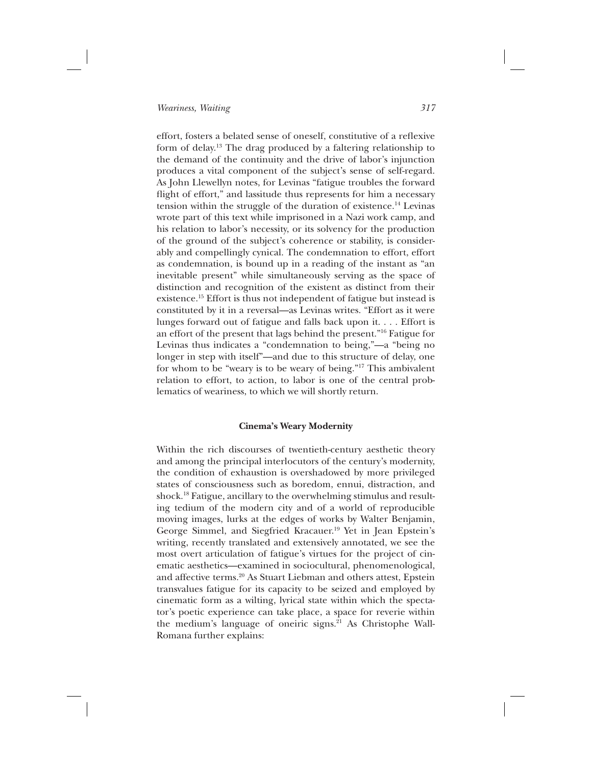effort, fosters a belated sense of oneself, constitutive of a reflexive form of delay.[13] The drag produced by a faltering relationship to the demand of the continuity and the drive of labor's injunction produces a vital component of the subject's sense of self-regard. As John Llewellyn notes, for Levinas "fatigue troubles the forward flight of effort," and lassitude thus represents for him a necessary tension within the struggle of the duration of existence.[14] Levinas wrote part of this text while imprisoned in a Nazi work camp, and his relation to labor's necessity, or its solvency for the production of the ground of the subject's coherence or stability, is considerably and compellingly cynical. The condemnation to effort, effort as condemnation, is bound up in a reading of the instant as "an inevitable present" while simultaneously serving as the space of distinction and recognition of the existent as distinct from their existence.[15] Effort is thus not independent of fatigue but instead is constituted by it in a reversal—as Levinas writes. "Effort as it were lunges forward out of fatigue and falls back upon it. . . . Effort is an effort of the present that lags behind the present."[16] Fatigue for Levinas thus indicates a "condemnation to being,"—a "being no longer in step with itself"—and due to this structure of delay, one for whom to be "weary is to be weary of being."[17] This ambivalent relation to effort, to action, to labor is one of the central problematics of weariness, to which we will shortly return.

### Cinema's Weary Modernity

Within the rich discourses of twentieth-century aesthetic theory and among the principal interlocutors of the century's modernity, the condition of exhaustion is overshadowed by more privileged states of consciousness such as boredom, ennui, distraction, and shock.[18] Fatigue, ancillary to the overwhelming stimulus and resulting tedium of the modern city and of a world of reproducible moving images, lurks at the edges of works by Walter Benjamin, George Simmel, and Siegfried Kracauer.[19] Yet in Jean Epstein's writing, recently translated and extensively annotated, we see the most overt articulation of fatigue's virtues for the project of cinematic aesthetics—examined in sociocultural, phenomenological, and affective terms.[20] As Stuart Liebman and others attest, Epstein transvalues fatigue for its capacity to be seized and employed by cinematic form as a wilting, lyrical state within which the spectator's poetic experience can take place, a space for reverie within the medium's language of oneiric signs.[21] As Christophe Wall-Romana further explains: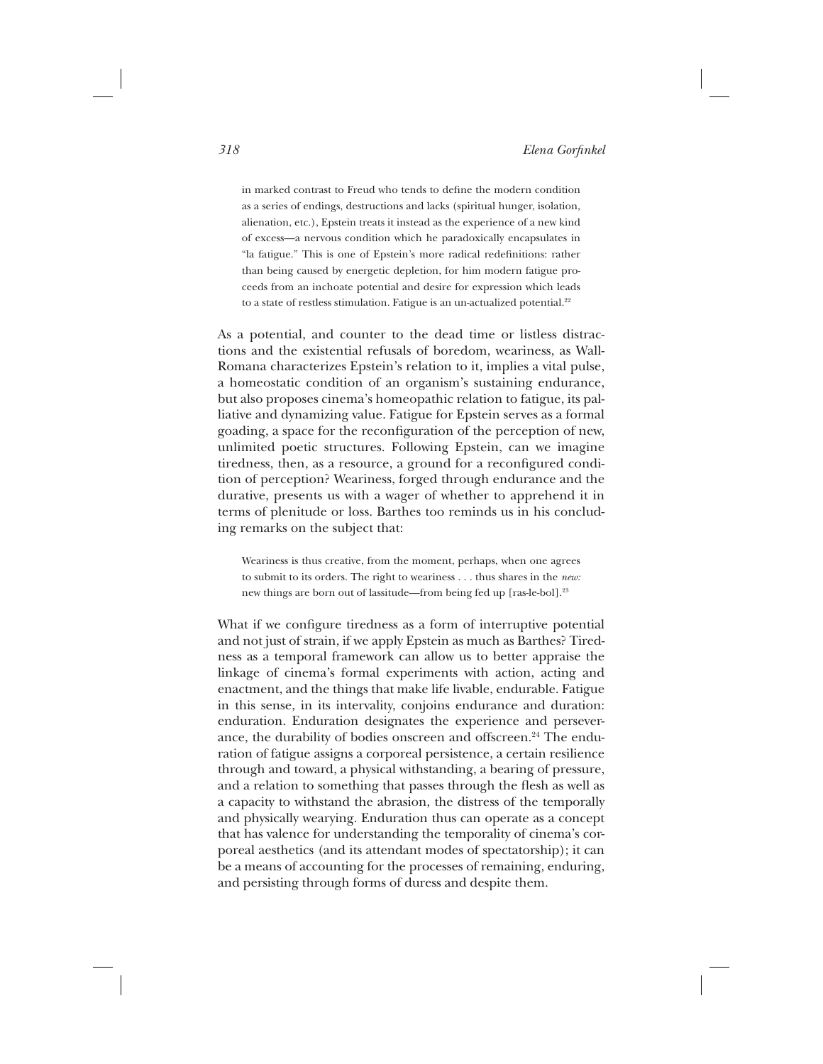> in marked contrast to Freud who tends to define the modern condition as a series of endings, destructions and lacks (spiritual hunger, isolation, alienation, etc.), Epstein treats it instead as the experience of a new kind of excess—a nervous condition which he paradoxically encapsulates in "la fatigue." This is one of Epstein's more radical redefinitions: rather than being caused by energetic depletion, for him modern fatigue proceeds from an inchoate potential and desire for expression which leads to a state of restless stimulation. Fatigue is an un-actualized potential.[22]

As a potential, and counter to the dead time or listless distractions and the existential refusals of boredom, weariness, as Wall-Romana characterizes Epstein's relation to it, implies a vital pulse, a homeostatic condition of an organism's sustaining endurance, but also proposes cinema's homeopathic relation to fatigue, its palliative and dynamizing value. Fatigue for Epstein serves as a formal goading, a space for the reconfiguration of the perception of new, unlimited poetic structures. Following Epstein, can we imagine tiredness, then, as a resource, a ground for a reconfigured condition of perception? Weariness, forged through endurance and the durative, presents us with a wager of whether to apprehend it in terms of plenitude or loss. Barthes too reminds us in his concluding remarks on the subject that:

> Weariness is thus creative, from the moment, perhaps, when one agrees to submit to its orders. The right to weariness . . . thus shares in the *new:* new things are born out of lassitude—from being fed up [ras-le-bol].[23]

What if we configure tiredness as a form of interruptive potential and not just of strain, if we apply Epstein as much as Barthes? Tiredness as a temporal framework can allow us to better appraise the linkage of cinema's formal experiments with action, acting and enactment, and the things that make life livable, endurable. Fatigue in this sense, in its intervality, conjoins endurance and duration: enduration. Enduration designates the experience and perseverance, the durability of bodies onscreen and offscreen.[24] The enduration of fatigue assigns a corporeal persistence, a certain resilience through and toward, a physical withstanding, a bearing of pressure, and a relation to something that passes through the flesh as well as a capacity to withstand the abrasion, the distress of the temporally and physically wearying. Enduration thus can operate as a concept that has valence for understanding the temporality of cinema's corporeal aesthetics (and its attendant modes of spectatorship); it can be a means of accounting for the processes of remaining, enduring, and persisting through forms of duress and despite them.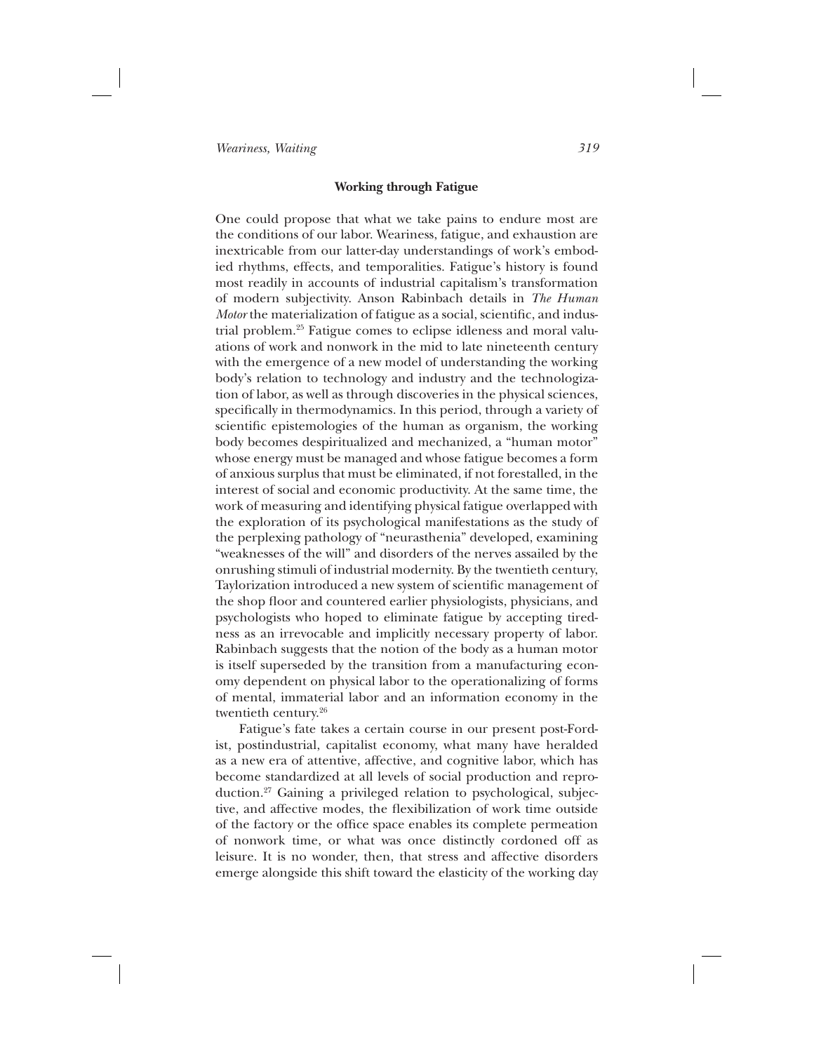### Working through Fatigue

One could propose that what we take pains to endure most are the conditions of our labor. Weariness, fatigue, and exhaustion are inextricable from our latter-day understandings of work's embodied rhythms, effects, and temporalities. Fatigue's history is found most readily in accounts of industrial capitalism's transformation of modern subjectivity. Anson Rabinbach details in *The Human Motor* the materialization of fatigue as a social, scientific, and industrial problem.[25] Fatigue comes to eclipse idleness and moral valuations of work and nonwork in the mid to late nineteenth century with the emergence of a new model of understanding the working body's relation to technology and industry and the technologization of labor, as well as through discoveries in the physical sciences, specifically in thermodynamics. In this period, through a variety of scientific epistemologies of the human as organism, the working body becomes despiritualized and mechanized, a "human motor" whose energy must be managed and whose fatigue becomes a form of anxious surplus that must be eliminated, if not forestalled, in the interest of social and economic productivity. At the same time, the work of measuring and identifying physical fatigue overlapped with the exploration of its psychological manifestations as the study of the perplexing pathology of "neurasthenia" developed, examining "weaknesses of the will" and disorders of the nerves assailed by the onrushing stimuli of industrial modernity. By the twentieth century, Taylorization introduced a new system of scientific management of the shop floor and countered earlier physiologists, physicians, and psychologists who hoped to eliminate fatigue by accepting tiredness as an irrevocable and implicitly necessary property of labor. Rabinbach suggests that the notion of the body as a human motor is itself superseded by the transition from a manufacturing economy dependent on physical labor to the operationalizing of forms of mental, immaterial labor and an information economy in the twentieth century.[26]

Fatigue's fate takes a certain course in our present post-Fordist, postindustrial, capitalist economy, what many have heralded as a new era of attentive, affective, and cognitive labor, which has become standardized at all levels of social production and reproduction.[27] Gaining a privileged relation to psychological, subjective, and affective modes, the flexibilization of work time outside of the factory or the office space enables its complete permeation of nonwork time, or what was once distinctly cordoned off as leisure. It is no wonder, then, that stress and affective disorders emerge alongside this shift toward the elasticity of the working day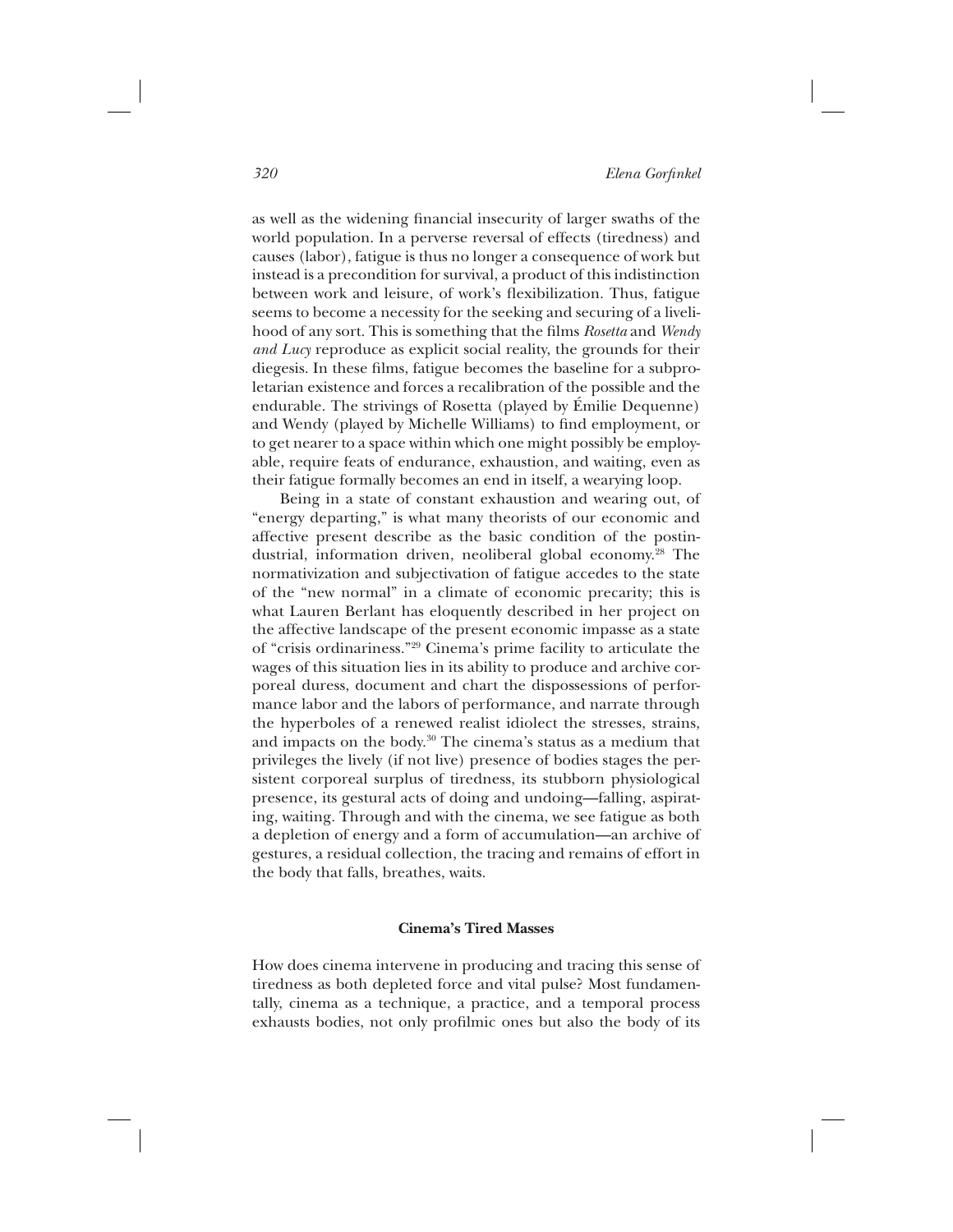as well as the widening financial insecurity of larger swaths of the world population. In a perverse reversal of effects (tiredness) and causes (labor), fatigue is thus no longer a consequence of work but instead is a precondition for survival, a product of this indistinction between work and leisure, of work's flexibilization. Thus, fatigue seems to become a necessity for the seeking and securing of a livelihood of any sort. This is something that the films *Rosetta* and *Wendy and Lucy* reproduce as explicit social reality, the grounds for their diegesis. In these films, fatigue becomes the baseline for a subproletarian existence and forces a recalibration of the possible and the endurable. The strivings of Rosetta (played by Émilie Dequenne) and Wendy (played by Michelle Williams) to find employment, or to get nearer to a space within which one might possibly be employable, require feats of endurance, exhaustion, and waiting, even as their fatigue formally becomes an end in itself, a wearying loop.

Being in a state of constant exhaustion and wearing out, of "energy departing," is what many theorists of our economic and affective present describe as the basic condition of the postindustrial, information driven, neoliberal global economy.[28] The normativization and subjectivation of fatigue accedes to the state of the "new normal" in a climate of economic precarity; this is what Lauren Berlant has eloquently described in her project on the affective landscape of the present economic impasse as a state of "crisis ordinariness."[29] Cinema's prime facility to articulate the wages of this situation lies in its ability to produce and archive corporeal duress, document and chart the dispossessions of performance labor and the labors of performance, and narrate through the hyperboles of a renewed realist idiolect the stresses, strains, and impacts on the body.[30] The cinema's status as a medium that privileges the lively (if not live) presence of bodies stages the persistent corporeal surplus of tiredness, its stubborn physiological presence, its gestural acts of doing and undoing—falling, aspirating, waiting. Through and with the cinema, we see fatigue as both a depletion of energy and a form of accumulation—an archive of gestures, a residual collection, the tracing and remains of effort in the body that falls, breathes, waits.

### Cinema's Tired Masses

How does cinema intervene in producing and tracing this sense of tiredness as both depleted force and vital pulse? Most fundamentally, cinema as a technique, a practice, and a temporal process exhausts bodies, not only profilmic ones but also the body of its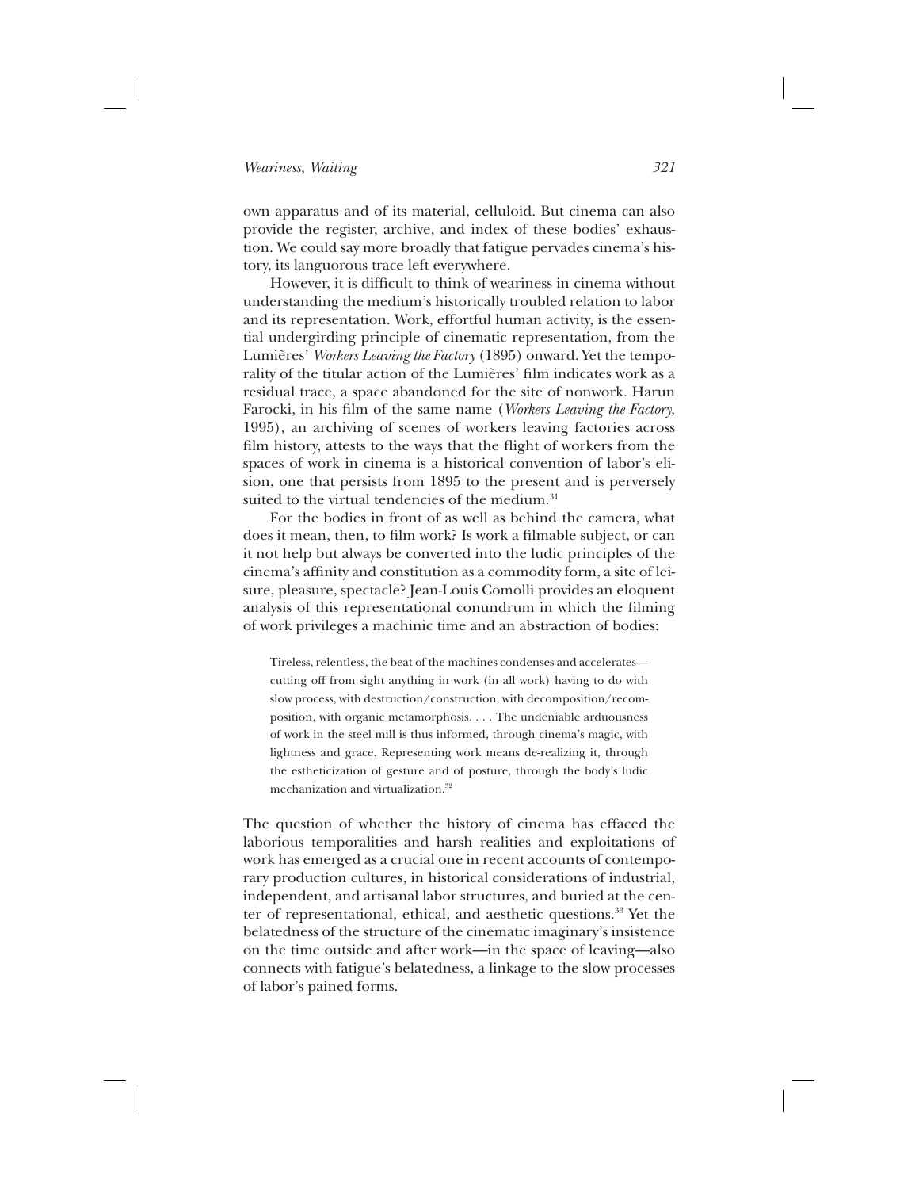own apparatus and of its material, celluloid. But cinema can also provide the register, archive, and index of these bodies' exhaustion. We could say more broadly that fatigue pervades cinema's history, its languorous trace left everywhere.

However, it is difficult to think of weariness in cinema without understanding the medium's historically troubled relation to labor and its representation. Work, effortful human activity, is the essential undergirding principle of cinematic representation, from the Lumières' *Workers Leaving the Factory* (1895) onward. Yet the temporality of the titular action of the Lumières' film indicates work as a residual trace, a space abandoned for the site of nonwork. Harun Farocki, in his film of the same name (*Workers Leaving the Factory*, 1995), an archiving of scenes of workers leaving factories across film history, attests to the ways that the flight of workers from the spaces of work in cinema is a historical convention of labor's elision, one that persists from 1895 to the present and is perversely suited to the virtual tendencies of the medium.[31]

For the bodies in front of as well as behind the camera, what does it mean, then, to film work? Is work a filmable subject, or can it not help but always be converted into the ludic principles of the cinema's affinity and constitution as a commodity form, a site of leisure, pleasure, spectacle? Jean-Louis Comolli provides an eloquent analysis of this representational conundrum in which the filming of work privileges a machinic time and an abstraction of bodies:

> Tireless, relentless, the beat of the machines condenses and accelerates—cutting off from sight anything in work (in all work) having to do with slow process, with destruction/construction, with decomposition/recomposition, with organic metamorphosis. . . . The undeniable arduousness of work in the steel mill is thus informed, through cinema's magic, with lightness and grace. Representing work means de-realizing it, through the estheticization of gesture and of posture, through the body's ludic mechanization and virtualization.[32]

The question of whether the history of cinema has effaced the laborious temporalities and harsh realities and exploitations of work has emerged as a crucial one in recent accounts of contemporary production cultures, in historical considerations of industrial, independent, and artisanal labor structures, and buried at the center of representational, ethical, and aesthetic questions.[33] Yet the belatedness of the structure of the cinematic imaginary's insistence on the time outside and after work—in the space of leaving—also connects with fatigue's belatedness, a linkage to the slow processes of labor's pained forms.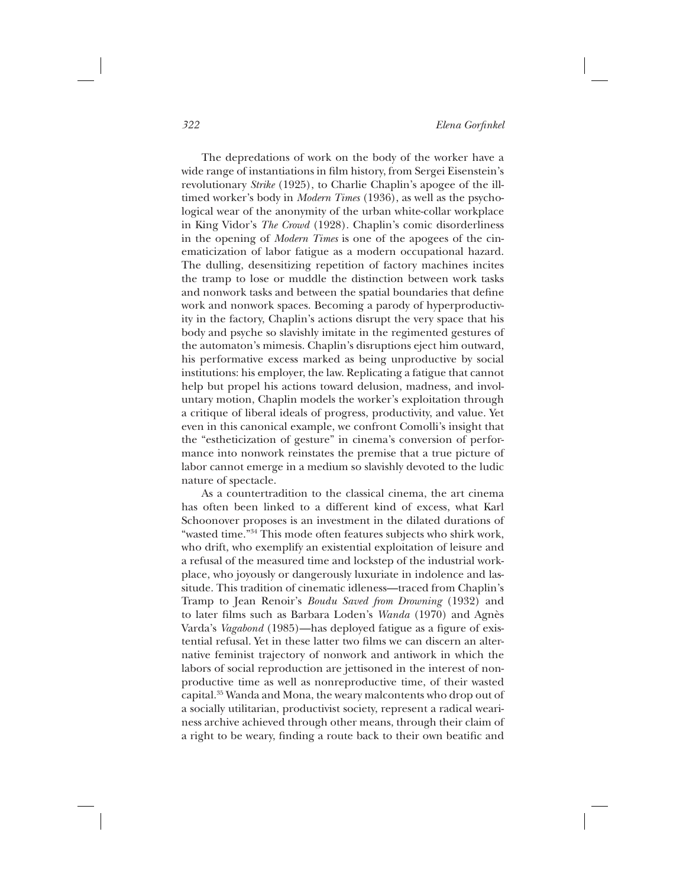The depredations of work on the body of the worker have a wide range of instantiations in film history, from Sergei Eisenstein's revolutionary *Strike* (1925), to Charlie Chaplin's apogee of the ill-timed worker's body in *Modern Times* (1936), as well as the psychological wear of the anonymity of the urban white-collar workplace in King Vidor's *The Crowd* (1928). Chaplin's comic disorderliness in the opening of *Modern Times* is one of the apogees of the cinematicization of labor fatigue as a modern occupational hazard. The dulling, desensitizing repetition of factory machines incites the tramp to lose or muddle the distinction between work tasks and nonwork tasks and between the spatial boundaries that define work and nonwork spaces. Becoming a parody of hyperproductivity in the factory, Chaplin's actions disrupt the very space that his body and psyche so slavishly imitate in the regimented gestures of the automaton's mimesis. Chaplin's disruptions eject him outward, his performative excess marked as being unproductive by social institutions: his employer, the law. Replicating a fatigue that cannot help but propel his actions toward delusion, madness, and involuntary motion, Chaplin models the worker's exploitation through a critique of liberal ideals of progress, productivity, and value. Yet even in this canonical example, we confront Comolli's insight that the "estheticization of gesture" in cinema's conversion of performance into nonwork reinstates the premise that a true picture of labor cannot emerge in a medium so slavishly devoted to the ludic nature of spectacle.

As a countertradition to the classical cinema, the art cinema has often been linked to a different kind of excess, what Karl Schoonover proposes is an investment in the dilated durations of "wasted time."[34] This mode often features subjects who shirk work, who drift, who exemplify an existential exploitation of leisure and a refusal of the measured time and lockstep of the industrial workplace, who joyously or dangerously luxuriate in indolence and lassitude. This tradition of cinematic idleness—traced from Chaplin's Tramp to Jean Renoir's *Boudu Saved from Drowning* (1932) and to later films such as Barbara Loden's *Wanda* (1970) and Agnès Varda's *Vagabond* (1985)—has deployed fatigue as a figure of existential refusal. Yet in these latter two films we can discern an alternative feminist trajectory of nonwork and antiwork in which the labors of social reproduction are jettisoned in the interest of nonproductive time as well as nonreproductive time, of their wasted capital.[35] Wanda and Mona, the weary malcontents who drop out of a socially utilitarian, productivist society, represent a radical weariness archive achieved through other means, through their claim of a right to be weary, finding a route back to their own beatific and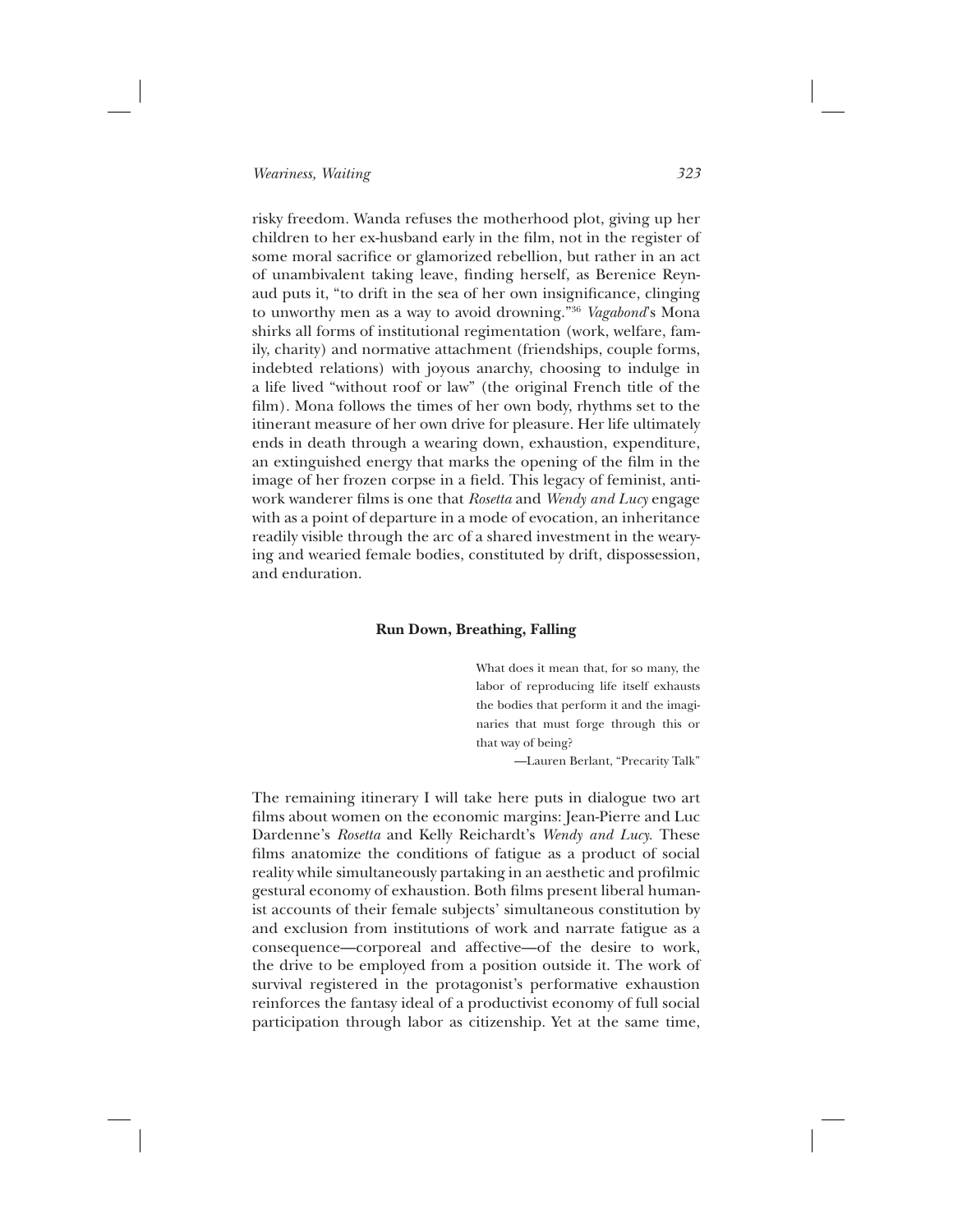risky freedom. Wanda refuses the motherhood plot, giving up her children to her ex-husband early in the film, not in the register of some moral sacrifice or glamorized rebellion, but rather in an act of unambivalent taking leave, finding herself, as Berenice Reynaud puts it, "to drift in the sea of her own insignificance, clinging to unworthy men as a way to avoid drowning."[36] *Vagabond*'s Mona shirks all forms of institutional regimentation (work, welfare, family, charity) and normative attachment (friendships, couple forms, indebted relations) with joyous anarchy, choosing to indulge in a life lived "without roof or law" (the original French title of the film). Mona follows the times of her own body, rhythms set to the itinerant measure of her own drive for pleasure. Her life ultimately ends in death through a wearing down, exhaustion, expenditure, an extinguished energy that marks the opening of the film in the image of her frozen corpse in a field. This legacy of feminist, anti-work wanderer films is one that *Rosetta* and *Wendy and Lucy* engage with as a point of departure in a mode of evocation, an inheritance readily visible through the arc of a shared investment in the wearying and wearied female bodies, constituted by drift, dispossession, and enduration.

## Run Down, Breathing, Falling

> What does it mean that, for so many, the labor of reproducing life itself exhausts the bodies that perform it and the imaginaries that must forge through this or that way of being?
>
> —Lauren Berlant, "Precarity Talk"

The remaining itinerary I will take here puts in dialogue two art films about women on the economic margins: Jean-Pierre and Luc Dardenne's *Rosetta* and Kelly Reichardt's *Wendy and Lucy*. These films anatomize the conditions of fatigue as a product of social reality while simultaneously partaking in an aesthetic and profilmic gestural economy of exhaustion. Both films present liberal humanist accounts of their female subjects' simultaneous constitution by and exclusion from institutions of work and narrate fatigue as a consequence—corporeal and affective—of the desire to work, the drive to be employed from a position outside it. The work of survival registered in the protagonist's performative exhaustion reinforces the fantasy ideal of a productivist economy of full social participation through labor as citizenship. Yet at the same time,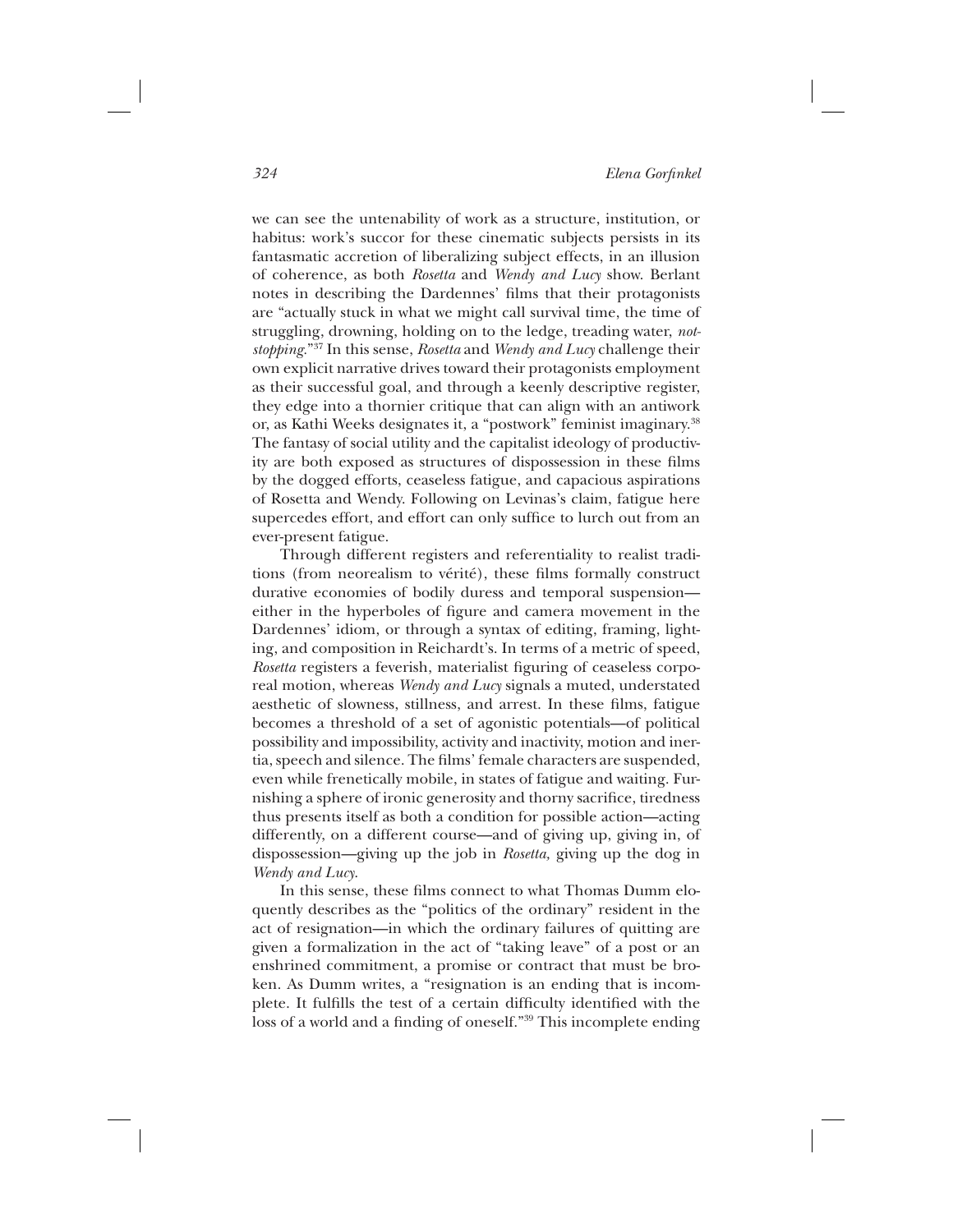we can see the untenability of work as a structure, institution, or habitus: work's succor for these cinematic subjects persists in its fantasmatic accretion of liberalizing subject effects, in an illusion of coherence, as both *Rosetta* and *Wendy and Lucy* show. Berlant notes in describing the Dardennes' films that their protagonists are "actually stuck in what we might call survival time, the time of struggling, drowning, holding on to the ledge, treading water, *not-stopping*."[37] In this sense, *Rosetta* and *Wendy and Lucy* challenge their own explicit narrative drives toward their protagonists employment as their successful goal, and through a keenly descriptive register, they edge into a thornier critique that can align with an antiwork or, as Kathi Weeks designates it, a "postwork" feminist imaginary.[38] The fantasy of social utility and the capitalist ideology of productivity are both exposed as structures of dispossession in these films by the dogged efforts, ceaseless fatigue, and capacious aspirations of Rosetta and Wendy. Following on Levinas's claim, fatigue here supercedes effort, and effort can only suffice to lurch out from an ever-present fatigue.

Through different registers and referentiality to realist traditions (from neorealism to vérité), these films formally construct durative economies of bodily duress and temporal suspension—either in the hyperboles of figure and camera movement in the Dardennes' idiom, or through a syntax of editing, framing, lighting, and composition in Reichardt's. In terms of a metric of speed, *Rosetta* registers a feverish, materialist figuring of ceaseless corporeal motion, whereas *Wendy and Lucy* signals a muted, understated aesthetic of slowness, stillness, and arrest. In these films, fatigue becomes a threshold of a set of agonistic potentials—of political possibility and impossibility, activity and inactivity, motion and inertia, speech and silence. The films' female characters are suspended, even while frenetically mobile, in states of fatigue and waiting. Furnishing a sphere of ironic generosity and thorny sacrifice, tiredness thus presents itself as both a condition for possible action—acting differently, on a different course—and of giving up, giving in, of dispossession—giving up the job in *Rosetta,* giving up the dog in *Wendy and Lucy.*

In this sense, these films connect to what Thomas Dumm eloquently describes as the "politics of the ordinary" resident in the act of resignation—in which the ordinary failures of quitting are given a formalization in the act of "taking leave" of a post or an enshrined commitment, a promise or contract that must be broken. As Dumm writes, a "resignation is an ending that is incomplete. It fulfills the test of a certain difficulty identified with the loss of a world and a finding of oneself."[39] This incomplete ending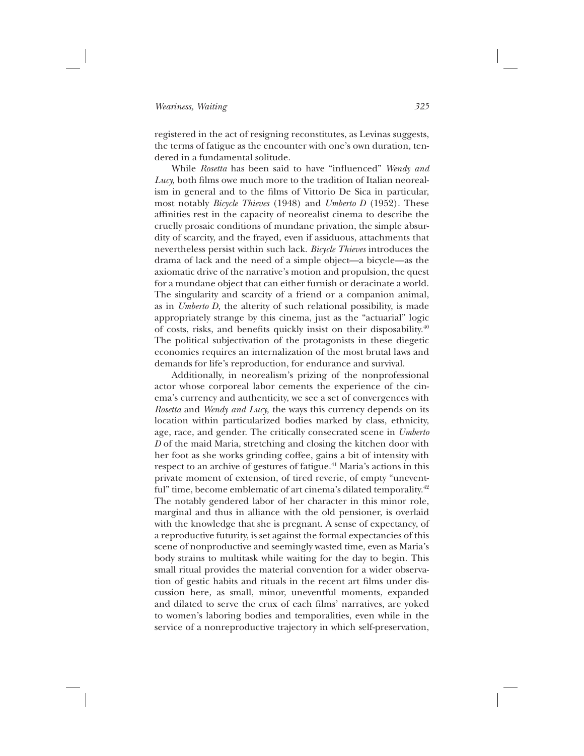registered in the act of resigning reconstitutes, as Levinas suggests, the terms of fatigue as the encounter with one's own duration, tendered in a fundamental solitude.

While *Rosetta* has been said to have "influenced" *Wendy and Lucy,* both films owe much more to the tradition of Italian neorealism in general and to the films of Vittorio De Sica in particular, most notably *Bicycle Thieves* (1948) and *Umberto D* (1952). These affinities rest in the capacity of neorealist cinema to describe the cruelly prosaic conditions of mundane privation, the simple absurdity of scarcity, and the frayed, even if assiduous, attachments that nevertheless persist within such lack. *Bicycle Thieves* introduces the drama of lack and the need of a simple object—a bicycle—as the axiomatic drive of the narrative's motion and propulsion, the quest for a mundane object that can either furnish or deracinate a world. The singularity and scarcity of a friend or a companion animal, as in *Umberto D,* the alterity of such relational possibility, is made appropriately strange by this cinema, just as the "actuarial" logic of costs, risks, and benefits quickly insist on their disposability.[40] The political subjectivation of the protagonists in these diegetic economies requires an internalization of the most brutal laws and demands for life's reproduction, for endurance and survival.

Additionally, in neorealism's prizing of the nonprofessional actor whose corporeal labor cements the experience of the cinema's currency and authenticity, we see a set of convergences with *Rosetta* and *Wendy and Lucy,* the ways this currency depends on its location within particularized bodies marked by class, ethnicity, age, race, and gender. The critically consecrated scene in *Umberto D* of the maid Maria, stretching and closing the kitchen door with her foot as she works grinding coffee, gains a bit of intensity with respect to an archive of gestures of fatigue.[41] Maria's actions in this private moment of extension, of tired reverie, of empty "uneventful" time, become emblematic of art cinema's dilated temporality.[42] The notably gendered labor of her character in this minor role, marginal and thus in alliance with the old pensioner, is overlaid with the knowledge that she is pregnant. A sense of expectancy, of a reproductive futurity, is set against the formal expectancies of this scene of nonproductive and seemingly wasted time, even as Maria's body strains to multitask while waiting for the day to begin. This small ritual provides the material convention for a wider observation of gestic habits and rituals in the recent art films under discussion here, as small, minor, uneventful moments, expanded and dilated to serve the crux of each films' narratives, are yoked to women's laboring bodies and temporalities, even while in the service of a nonreproductive trajectory in which self-preservation,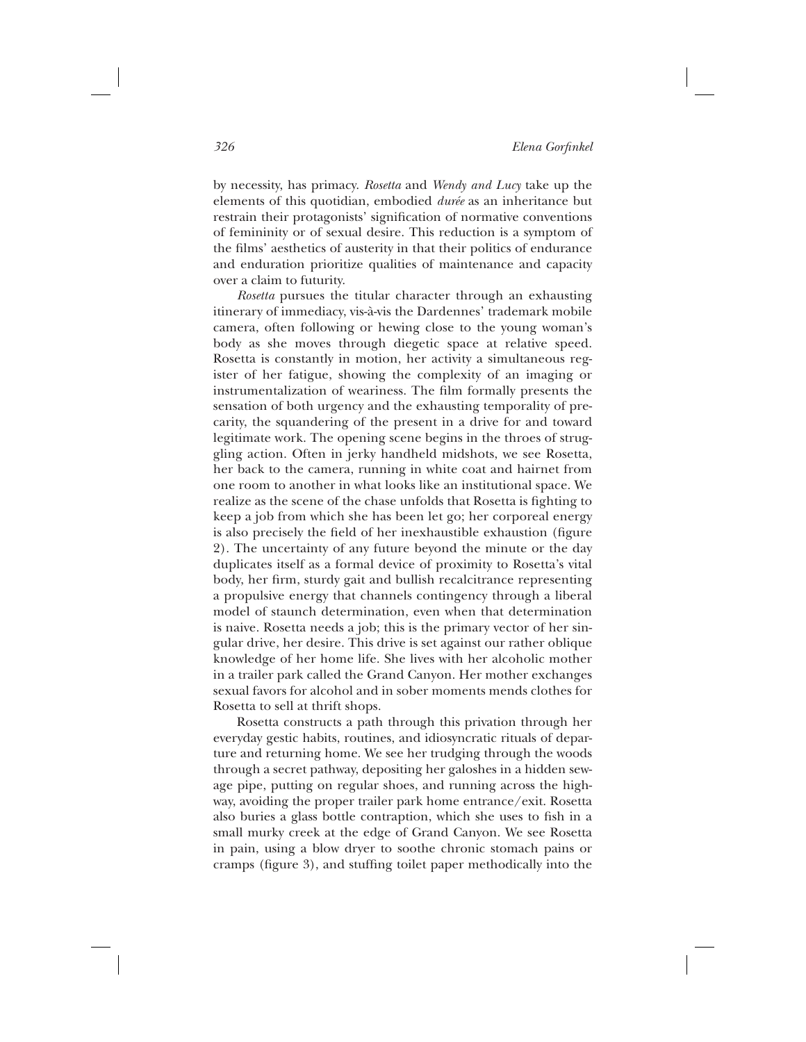by necessity, has primacy. *Rosetta* and *Wendy and Lucy* take up the elements of this quotidian, embodied *durée* as an inheritance but restrain their protagonists' signification of normative conventions of femininity or of sexual desire. This reduction is a symptom of the films' aesthetics of austerity in that their politics of endurance and enduration prioritize qualities of maintenance and capacity over a claim to futurity.

*Rosetta* pursues the titular character through an exhausting itinerary of immediacy, vis-à-vis the Dardennes' trademark mobile camera, often following or hewing close to the young woman's body as she moves through diegetic space at relative speed. Rosetta is constantly in motion, her activity a simultaneous register of her fatigue, showing the complexity of an imaging or instrumentalization of weariness. The film formally presents the sensation of both urgency and the exhausting temporality of precarity, the squandering of the present in a drive for and toward legitimate work. The opening scene begins in the throes of struggling action. Often in jerky handheld midshots, we see Rosetta, her back to the camera, running in white coat and hairnet from one room to another in what looks like an institutional space. We realize as the scene of the chase unfolds that Rosetta is fighting to keep a job from which she has been let go; her corporeal energy is also precisely the field of her inexhaustible exhaustion (figure 2). The uncertainty of any future beyond the minute or the day duplicates itself as a formal device of proximity to Rosetta's vital body, her firm, sturdy gait and bullish recalcitrance representing a propulsive energy that channels contingency through a liberal model of staunch determination, even when that determination is naive. Rosetta needs a job; this is the primary vector of her singular drive, her desire. This drive is set against our rather oblique knowledge of her home life. She lives with her alcoholic mother in a trailer park called the Grand Canyon. Her mother exchanges sexual favors for alcohol and in sober moments mends clothes for Rosetta to sell at thrift shops.

Rosetta constructs a path through this privation through her everyday gestic habits, routines, and idiosyncratic rituals of departure and returning home. We see her trudging through the woods through a secret pathway, depositing her galoshes in a hidden sewage pipe, putting on regular shoes, and running across the highway, avoiding the proper trailer park home entrance/exit. Rosetta also buries a glass bottle contraption, which she uses to fish in a small murky creek at the edge of Grand Canyon. We see Rosetta in pain, using a blow dryer to soothe chronic stomach pains or cramps (figure 3), and stuffing toilet paper methodically into the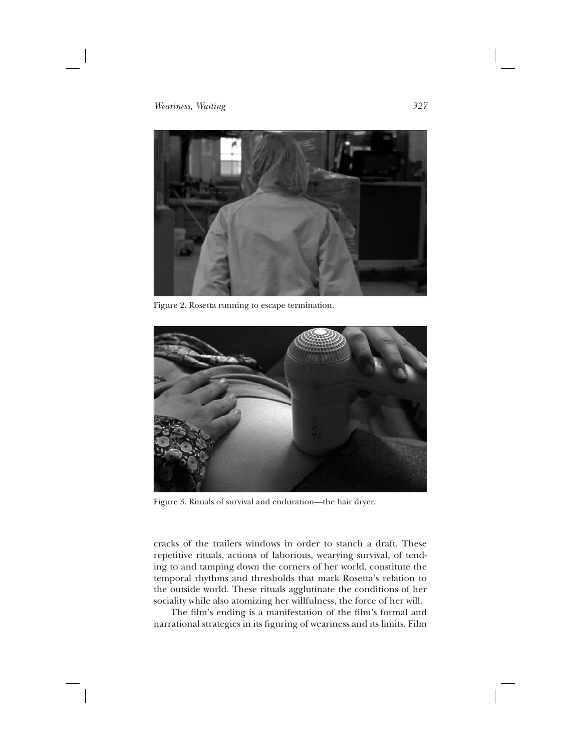Figure 2. Rosetta running to escape termination.

Figure 3. Rituals of survival and enduration—the hair dryer.

cracks of the trailers windows in order to stanch a draft. These repetitive rituals, actions of laborious, wearying survival, of tending to and tamping down the corners of her world, constitute the temporal rhythms and thresholds that mark Rosetta's relation to the outside world. These rituals agglutinate the conditions of her sociality while also atomizing her willfulness, the force of her will.

The film's ending is a manifestation of the film's formal and narrational strategies in its figuring of weariness and its limits. Film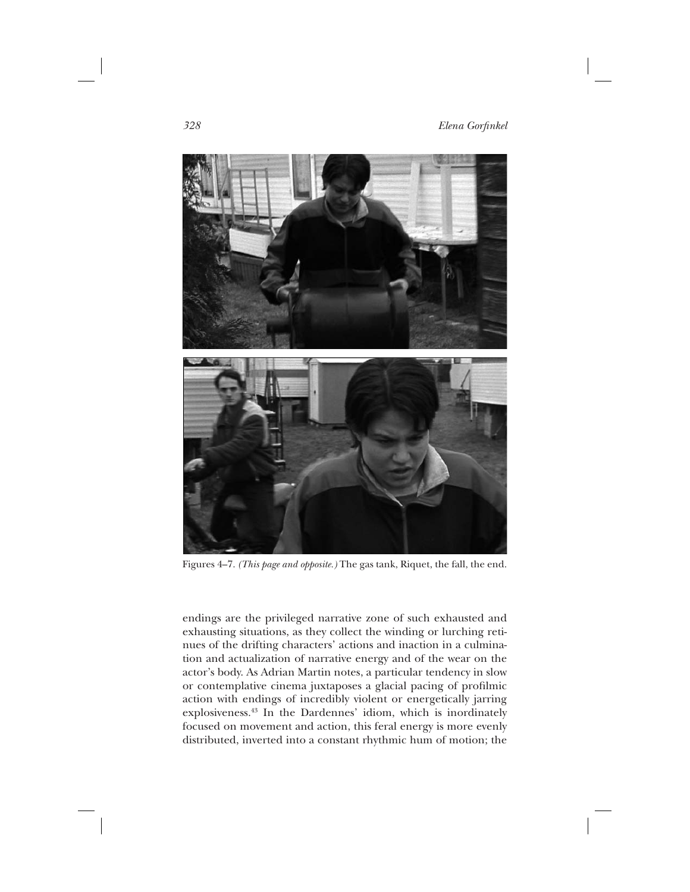Figures 4–7. *(This page and opposite.)* The gas tank, Riquet, the fall, the end.

endings are the privileged narrative zone of such exhausted and exhausting situations, as they collect the winding or lurching retinues of the drifting characters' actions and inaction in a culmination and actualization of narrative energy and of the wear on the actor's body. As Adrian Martin notes, a particular tendency in slow or contemplative cinema juxtaposes a glacial pacing of profilmic action with endings of incredibly violent or energetically jarring explosiveness.[43] In the Dardennes' idiom, which is inordinately focused on movement and action, this feral energy is more evenly distributed, inverted into a constant rhythmic hum of motion; the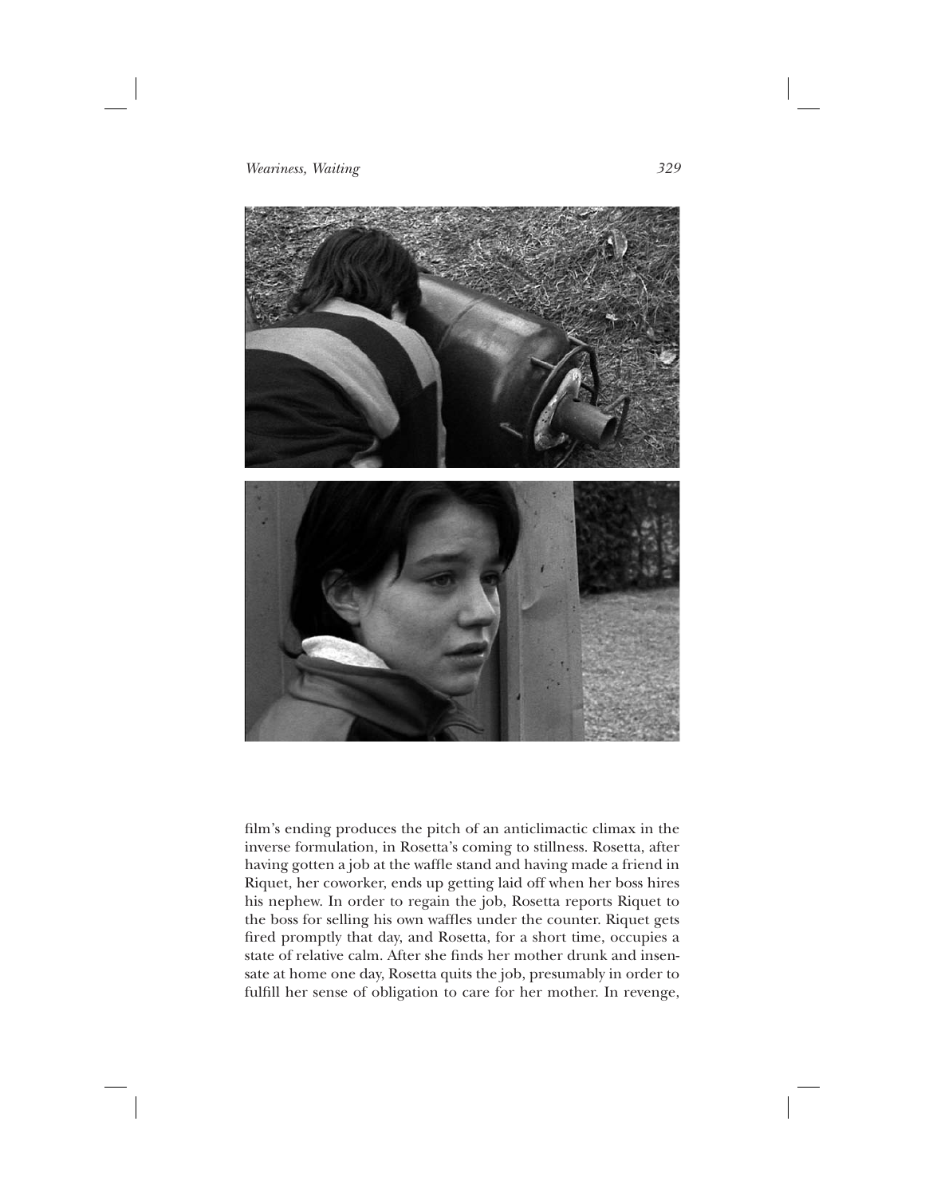film's ending produces the pitch of an anticlimactic climax in the inverse formulation, in Rosetta's coming to stillness. Rosetta, after having gotten a job at the waffle stand and having made a friend in Riquet, her coworker, ends up getting laid off when her boss hires his nephew. In order to regain the job, Rosetta reports Riquet to the boss for selling his own waffles under the counter. Riquet gets fired promptly that day, and Rosetta, for a short time, occupies a state of relative calm. After she finds her mother drunk and insensate at home one day, Rosetta quits the job, presumably in order to fulfill her sense of obligation to care for her mother. In revenge,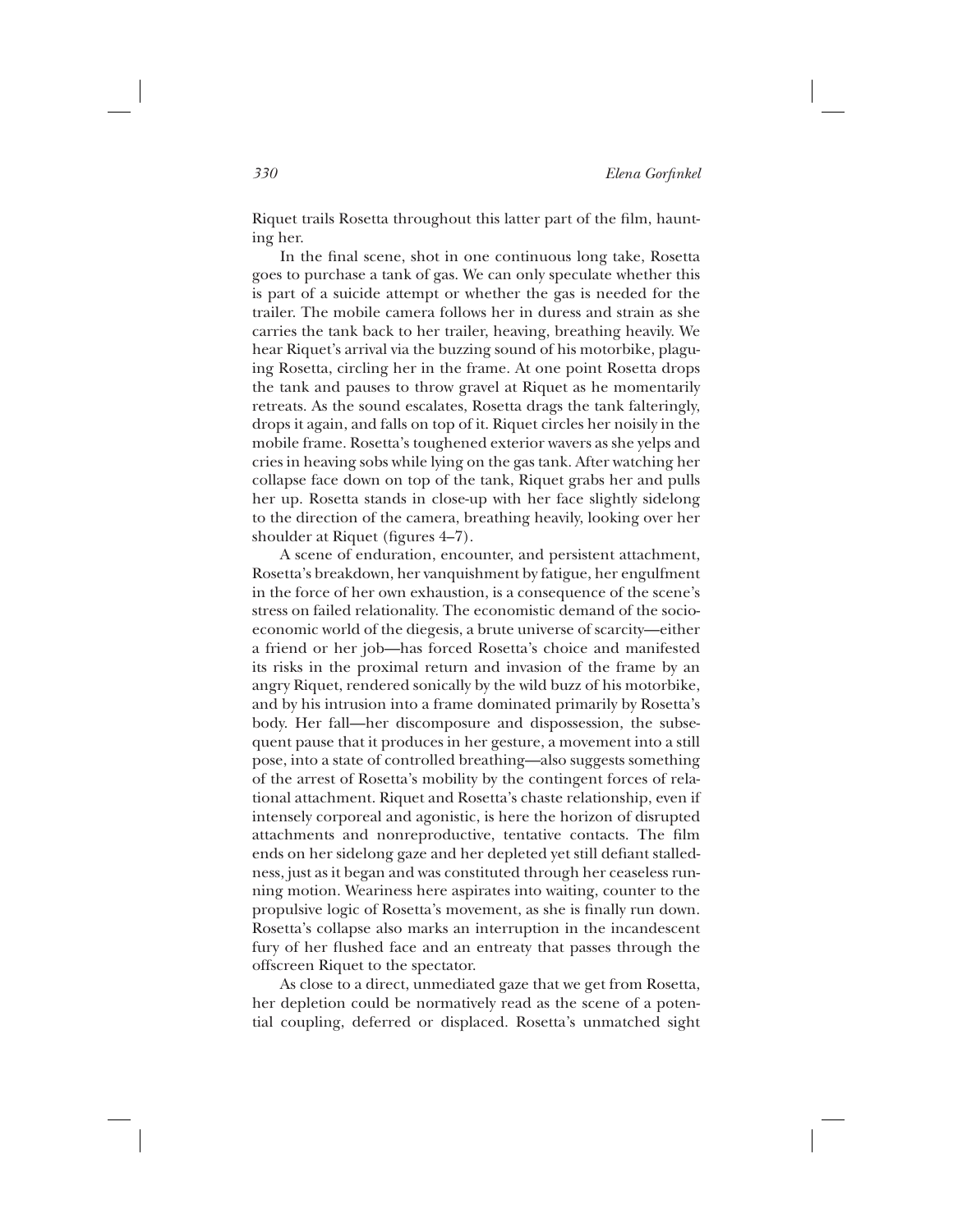Riquet trails Rosetta throughout this latter part of the film, haunting her.

In the final scene, shot in one continuous long take, Rosetta goes to purchase a tank of gas. We can only speculate whether this is part of a suicide attempt or whether the gas is needed for the trailer. The mobile camera follows her in duress and strain as she carries the tank back to her trailer, heaving, breathing heavily. We hear Riquet's arrival via the buzzing sound of his motorbike, plaguing Rosetta, circling her in the frame. At one point Rosetta drops the tank and pauses to throw gravel at Riquet as he momentarily retreats. As the sound escalates, Rosetta drags the tank falteringly, drops it again, and falls on top of it. Riquet circles her noisily in the mobile frame. Rosetta's toughened exterior wavers as she yelps and cries in heaving sobs while lying on the gas tank. After watching her collapse face down on top of the tank, Riquet grabs her and pulls her up. Rosetta stands in close-up with her face slightly sidelong to the direction of the camera, breathing heavily, looking over her shoulder at Riquet (figures 4–7).

A scene of enduration, encounter, and persistent attachment, Rosetta's breakdown, her vanquishment by fatigue, her engulfment in the force of her own exhaustion, is a consequence of the scene's stress on failed relationality. The economistic demand of the socioeconomic world of the diegesis, a brute universe of scarcity—either a friend or her job—has forced Rosetta's choice and manifested its risks in the proximal return and invasion of the frame by an angry Riquet, rendered sonically by the wild buzz of his motorbike, and by his intrusion into a frame dominated primarily by Rosetta's body. Her fall—her discomposure and dispossession, the subsequent pause that it produces in her gesture, a movement into a still pose, into a state of controlled breathing—also suggests something of the arrest of Rosetta's mobility by the contingent forces of relational attachment. Riquet and Rosetta's chaste relationship, even if intensely corporeal and agonistic, is here the horizon of disrupted attachments and nonreproductive, tentative contacts. The film ends on her sidelong gaze and her depleted yet still defiant stalledness, just as it began and was constituted through her ceaseless running motion. Weariness here aspirates into waiting, counter to the propulsive logic of Rosetta's movement, as she is finally run down. Rosetta's collapse also marks an interruption in the incandescent fury of her flushed face and an entreaty that passes through the offscreen Riquet to the spectator.

As close to a direct, unmediated gaze that we get from Rosetta, her depletion could be normatively read as the scene of a potential coupling, deferred or displaced. Rosetta's unmatched sight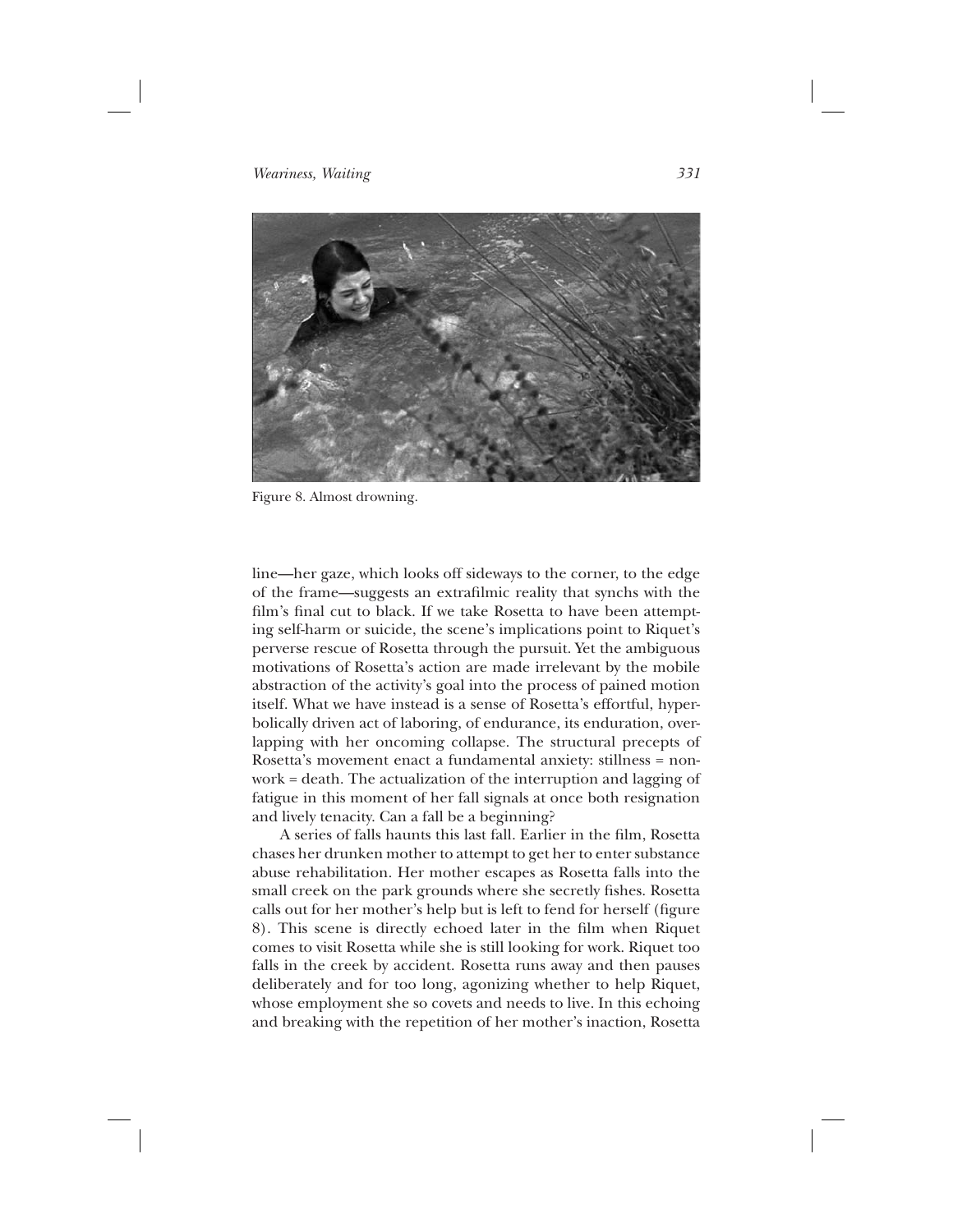Figure 8. Almost drowning.

line—her gaze, which looks off sideways to the corner, to the edge of the frame—suggests an extrafilmic reality that synchs with the film's final cut to black. If we take Rosetta to have been attempting self-harm or suicide, the scene's implications point to Riquet's perverse rescue of Rosetta through the pursuit. Yet the ambiguous motivations of Rosetta's action are made irrelevant by the mobile abstraction of the activity's goal into the process of pained motion itself. What we have instead is a sense of Rosetta's effortful, hyperbolically driven act of laboring, of endurance, its enduration, overlapping with her oncoming collapse. The structural precepts of Rosetta's movement enact a fundamental anxiety: stillness = nonwork = death. The actualization of the interruption and lagging of fatigue in this moment of her fall signals at once both resignation and lively tenacity. Can a fall be a beginning?

A series of falls haunts this last fall. Earlier in the film, Rosetta chases her drunken mother to attempt to get her to enter substance abuse rehabilitation. Her mother escapes as Rosetta falls into the small creek on the park grounds where she secretly fishes. Rosetta calls out for her mother's help but is left to fend for herself (figure 8). This scene is directly echoed later in the film when Riquet comes to visit Rosetta while she is still looking for work. Riquet too falls in the creek by accident. Rosetta runs away and then pauses deliberately and for too long, agonizing whether to help Riquet, whose employment she so covets and needs to live. In this echoing and breaking with the repetition of her mother's inaction, Rosetta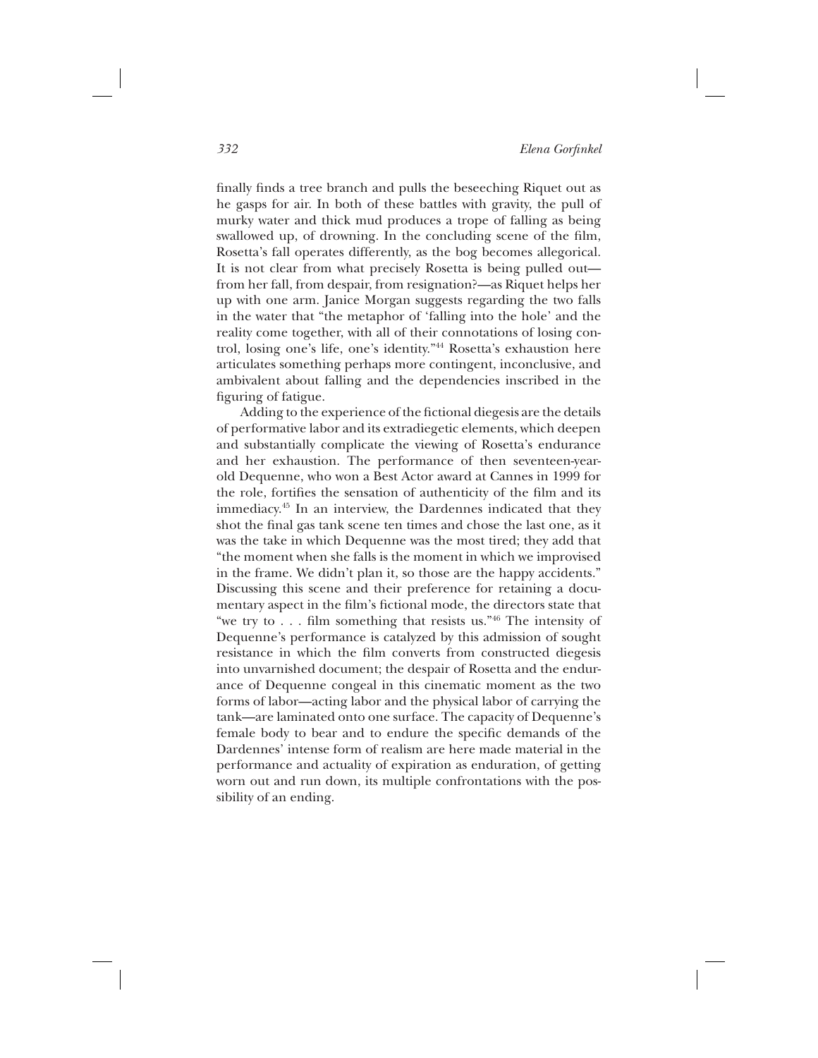finally finds a tree branch and pulls the beseeching Riquet out as he gasps for air. In both of these battles with gravity, the pull of murky water and thick mud produces a trope of falling as being swallowed up, of drowning. In the concluding scene of the film, Rosetta's fall operates differently, as the bog becomes allegorical. It is not clear from what precisely Rosetta is being pulled out—from her fall, from despair, from resignation?—as Riquet helps her up with one arm. Janice Morgan suggests regarding the two falls in the water that "the metaphor of 'falling into the hole' and the reality come together, with all of their connotations of losing control, losing one's life, one's identity."[44] Rosetta's exhaustion here articulates something perhaps more contingent, inconclusive, and ambivalent about falling and the dependencies inscribed in the figuring of fatigue.

Adding to the experience of the fictional diegesis are the details of performative labor and its extradiegetic elements, which deepen and substantially complicate the viewing of Rosetta's endurance and her exhaustion. The performance of then seventeen-year-old Dequenne, who won a Best Actor award at Cannes in 1999 for the role, fortifies the sensation of authenticity of the film and its immediacy.[45] In an interview, the Dardennes indicated that they shot the final gas tank scene ten times and chose the last one, as it was the take in which Dequenne was the most tired; they add that "the moment when she falls is the moment in which we improvised in the frame. We didn't plan it, so those are the happy accidents." Discussing this scene and their preference for retaining a documentary aspect in the film's fictional mode, the directors state that "we try to . . . film something that resists us."[46] The intensity of Dequenne's performance is catalyzed by this admission of sought resistance in which the film converts from constructed diegesis into unvarnished document; the despair of Rosetta and the endurance of Dequenne congeal in this cinematic moment as the two forms of labor—acting labor and the physical labor of carrying the tank—are laminated onto one surface. The capacity of Dequenne's female body to bear and to endure the specific demands of the Dardennes' intense form of realism are here made material in the performance and actuality of expiration as enduration, of getting worn out and run down, its multiple confrontations with the possibility of an ending.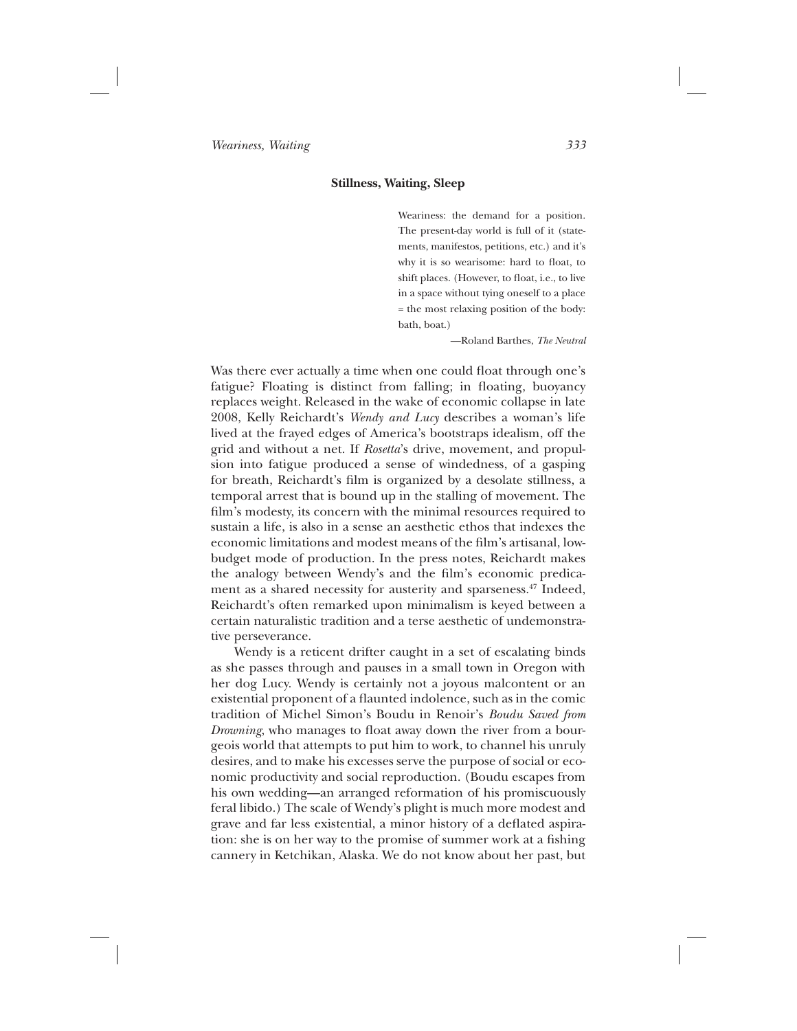## Stillness, Waiting, Sleep

> Weariness: the demand for a position. The present-day world is full of it (statements, manifestos, petitions, etc.) and it's why it is so wearisome: hard to float, to shift places. (However, to float, i.e., to live in a space without tying oneself to a place = the most relaxing position of the body: bath, boat.)
>
> —Roland Barthes, *The Neutral*

Was there ever actually a time when one could float through one's fatigue? Floating is distinct from falling; in floating, buoyancy replaces weight. Released in the wake of economic collapse in late 2008, Kelly Reichardt's *Wendy and Lucy* describes a woman's life lived at the frayed edges of America's bootstraps idealism, off the grid and without a net. If *Rosetta*'s drive, movement, and propulsion into fatigue produced a sense of windedness, of a gasping for breath, Reichardt's film is organized by a desolate stillness, a temporal arrest that is bound up in the stalling of movement. The film's modesty, its concern with the minimal resources required to sustain a life, is also in a sense an aesthetic ethos that indexes the economic limitations and modest means of the film's artisanal, low-budget mode of production. In the press notes, Reichardt makes the analogy between Wendy's and the film's economic predicament as a shared necessity for austerity and sparseness.[47] Indeed, Reichardt's often remarked upon minimalism is keyed between a certain naturalistic tradition and a terse aesthetic of undemonstrative perseverance.

Wendy is a reticent drifter caught in a set of escalating binds as she passes through and pauses in a small town in Oregon with her dog Lucy. Wendy is certainly not a joyous malcontent or an existential proponent of a flaunted indolence, such as in the comic tradition of Michel Simon's Boudu in Renoir's *Boudu Saved from Drowning*, who manages to float away down the river from a bourgeois world that attempts to put him to work, to channel his unruly desires, and to make his excesses serve the purpose of social or economic productivity and social reproduction. (Boudu escapes from his own wedding—an arranged reformation of his promiscuously feral libido.) The scale of Wendy's plight is much more modest and grave and far less existential, a minor history of a deflated aspiration: she is on her way to the promise of summer work at a fishing cannery in Ketchikan, Alaska. We do not know about her past, but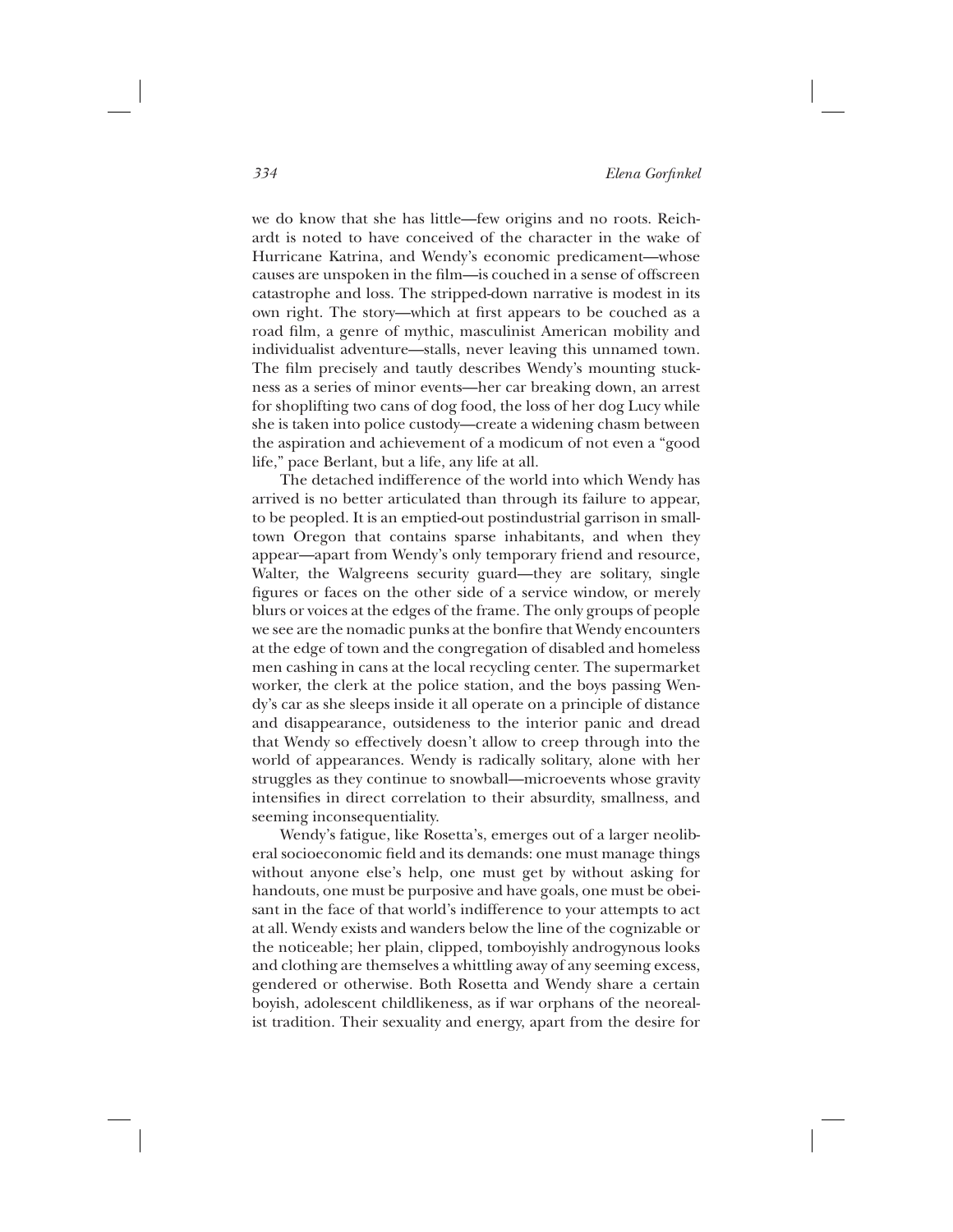we do know that she has little—few origins and no roots. Reichardt is noted to have conceived of the character in the wake of Hurricane Katrina, and Wendy's economic predicament—whose causes are unspoken in the film—is couched in a sense of offscreen catastrophe and loss. The stripped-down narrative is modest in its own right. The story—which at first appears to be couched as a road film, a genre of mythic, masculinist American mobility and individualist adventure—stalls, never leaving this unnamed town. The film precisely and tautly describes Wendy's mounting stuckness as a series of minor events—her car breaking down, an arrest for shoplifting two cans of dog food, the loss of her dog Lucy while she is taken into police custody—create a widening chasm between the aspiration and achievement of a modicum of not even a "good life," pace Berlant, but a life, any life at all.

The detached indifference of the world into which Wendy has arrived is no better articulated than through its failure to appear, to be peopled. It is an emptied-out postindustrial garrison in small-town Oregon that contains sparse inhabitants, and when they appear—apart from Wendy's only temporary friend and resource, Walter, the Walgreens security guard—they are solitary, single figures or faces on the other side of a service window, or merely blurs or voices at the edges of the frame. The only groups of people we see are the nomadic punks at the bonfire that Wendy encounters at the edge of town and the congregation of disabled and homeless men cashing in cans at the local recycling center. The supermarket worker, the clerk at the police station, and the boys passing Wendy's car as she sleeps inside it all operate on a principle of distance and disappearance, outsideness to the interior panic and dread that Wendy so effectively doesn't allow to creep through into the world of appearances. Wendy is radically solitary, alone with her struggles as they continue to snowball—microevents whose gravity intensifies in direct correlation to their absurdity, smallness, and seeming inconsequentiality.

Wendy's fatigue, like Rosetta's, emerges out of a larger neoliberal socioeconomic field and its demands: one must manage things without anyone else's help, one must get by without asking for handouts, one must be purposive and have goals, one must be obeisant in the face of that world's indifference to your attempts to act at all. Wendy exists and wanders below the line of the cognizable or the noticeable; her plain, clipped, tomboyishly androgynous looks and clothing are themselves a whittling away of any seeming excess, gendered or otherwise. Both Rosetta and Wendy share a certain boyish, adolescent childlikeness, as if war orphans of the neorealist tradition. Their sexuality and energy, apart from the desire for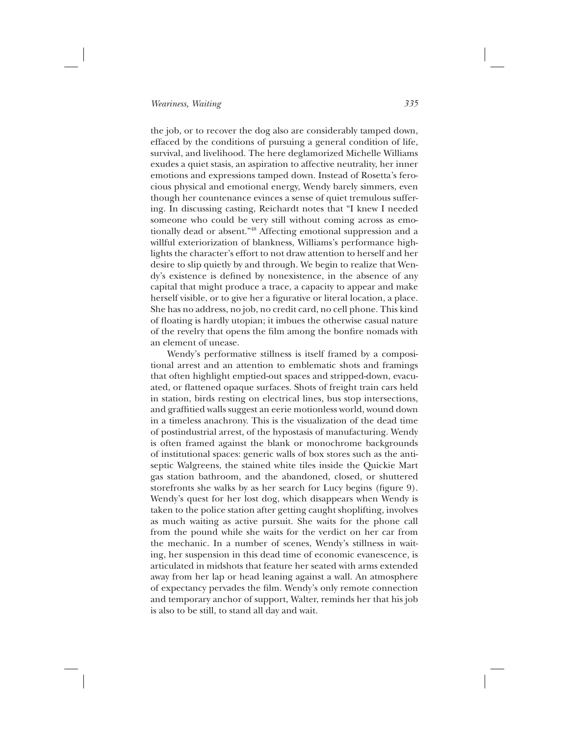the job, or to recover the dog also are considerably tamped down, effaced by the conditions of pursuing a general condition of life, survival, and livelihood. The here deglamorized Michelle Williams exudes a quiet stasis, an aspiration to affective neutrality, her inner emotions and expressions tamped down. Instead of Rosetta's ferocious physical and emotional energy, Wendy barely simmers, even though her countenance evinces a sense of quiet tremulous suffering. In discussing casting, Reichardt notes that "I knew I needed someone who could be very still without coming across as emotionally dead or absent."[48] Affecting emotional suppression and a willful exteriorization of blankness, Williams's performance highlights the character's effort to not draw attention to herself and her desire to slip quietly by and through. We begin to realize that Wendy's existence is defined by nonexistence, in the absence of any capital that might produce a trace, a capacity to appear and make herself visible, or to give her a figurative or literal location, a place. She has no address, no job, no credit card, no cell phone. This kind of floating is hardly utopian; it imbues the otherwise casual nature of the revelry that opens the film among the bonfire nomads with an element of unease.

Wendy's performative stillness is itself framed by a compositional arrest and an attention to emblematic shots and framings that often highlight emptied-out spaces and stripped-down, evacuated, or flattened opaque surfaces. Shots of freight train cars held in station, birds resting on electrical lines, bus stop intersections, and graffitied walls suggest an eerie motionless world, wound down in a timeless anachrony. This is the visualization of the dead time of postindustrial arrest, of the hypostasis of manufacturing. Wendy is often framed against the blank or monochrome backgrounds of institutional spaces: generic walls of box stores such as the antiseptic Walgreens, the stained white tiles inside the Quickie Mart gas station bathroom, and the abandoned, closed, or shuttered storefronts she walks by as her search for Lucy begins (figure 9). Wendy's quest for her lost dog, which disappears when Wendy is taken to the police station after getting caught shoplifting, involves as much waiting as active pursuit. She waits for the phone call from the pound while she waits for the verdict on her car from the mechanic. In a number of scenes, Wendy's stillness in waiting, her suspension in this dead time of economic evanescence, is articulated in midshots that feature her seated with arms extended away from her lap or head leaning against a wall. An atmosphere of expectancy pervades the film. Wendy's only remote connection and temporary anchor of support, Walter, reminds her that his job is also to be still, to stand all day and wait.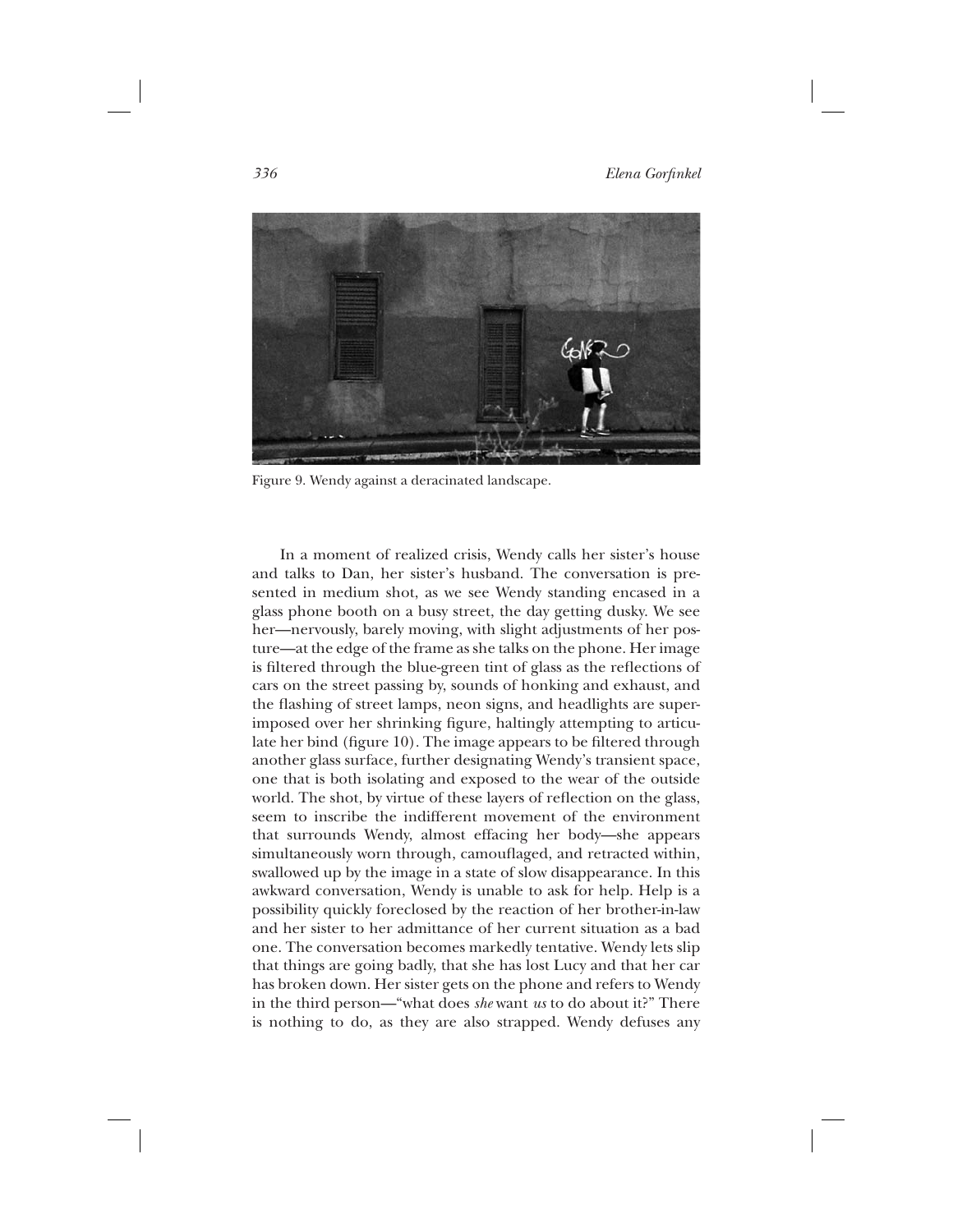Figure 9. Wendy against a deracinated landscape.

In a moment of realized crisis, Wendy calls her sister's house and talks to Dan, her sister's husband. The conversation is presented in medium shot, as we see Wendy standing encased in a glass phone booth on a busy street, the day getting dusky. We see her—nervously, barely moving, with slight adjustments of her posture—at the edge of the frame as she talks on the phone. Her image is filtered through the blue-green tint of glass as the reflections of cars on the street passing by, sounds of honking and exhaust, and the flashing of street lamps, neon signs, and headlights are superimposed over her shrinking figure, haltingly attempting to articulate her bind (figure 10). The image appears to be filtered through another glass surface, further designating Wendy's transient space, one that is both isolating and exposed to the wear of the outside world. The shot, by virtue of these layers of reflection on the glass, seem to inscribe the indifferent movement of the environment that surrounds Wendy, almost effacing her body—she appears simultaneously worn through, camouflaged, and retracted within, swallowed up by the image in a state of slow disappearance. In this awkward conversation, Wendy is unable to ask for help. Help is a possibility quickly foreclosed by the reaction of her brother-in-law and her sister to her admittance of her current situation as a bad one. The conversation becomes markedly tentative. Wendy lets slip that things are going badly, that she has lost Lucy and that her car has broken down. Her sister gets on the phone and refers to Wendy in the third person—"what does *she* want *us* to do about it?" There is nothing to do, as they are also strapped. Wendy defuses any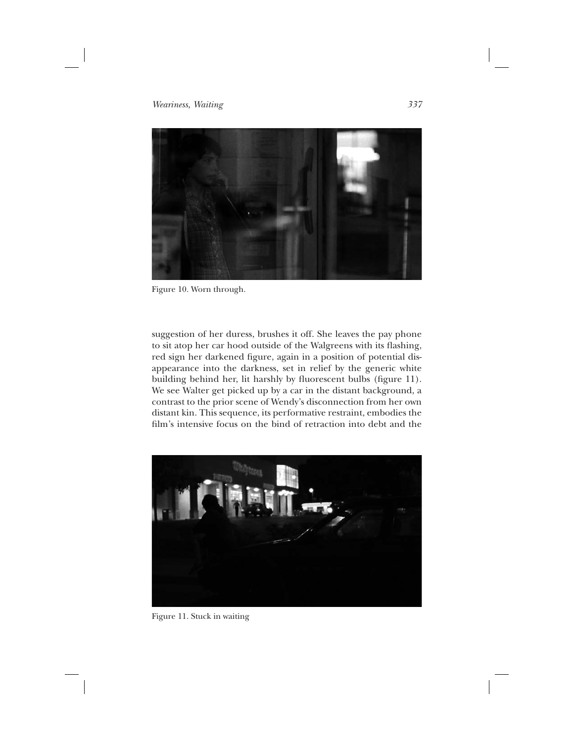Figure 10. Worn through.

suggestion of her duress, brushes it off. She leaves the pay phone to sit atop her car hood outside of the Walgreens with its flashing, red sign her darkened figure, again in a position of potential disappearance into the darkness, set in relief by the generic white building behind her, lit harshly by fluorescent bulbs (figure 11). We see Walter get picked up by a car in the distant background, a contrast to the prior scene of Wendy's disconnection from her own distant kin. This sequence, its performative restraint, embodies the film's intensive focus on the bind of retraction into debt and the

Figure 11. Stuck in waiting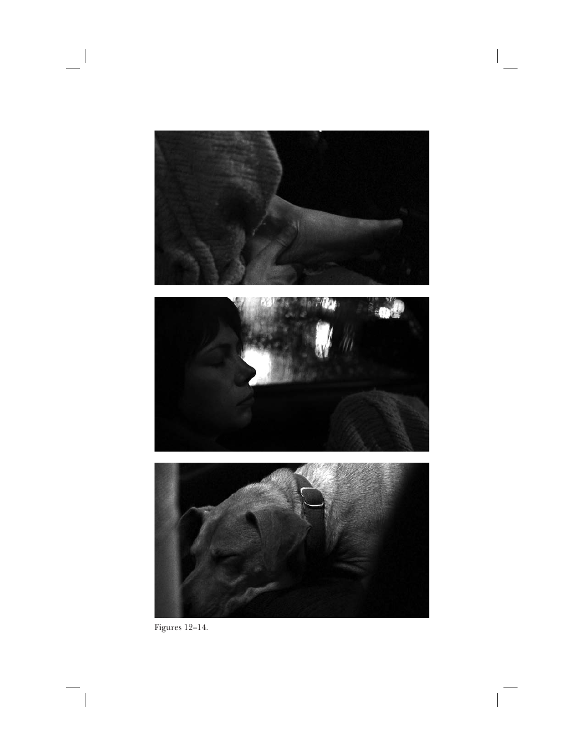Figures 12–14.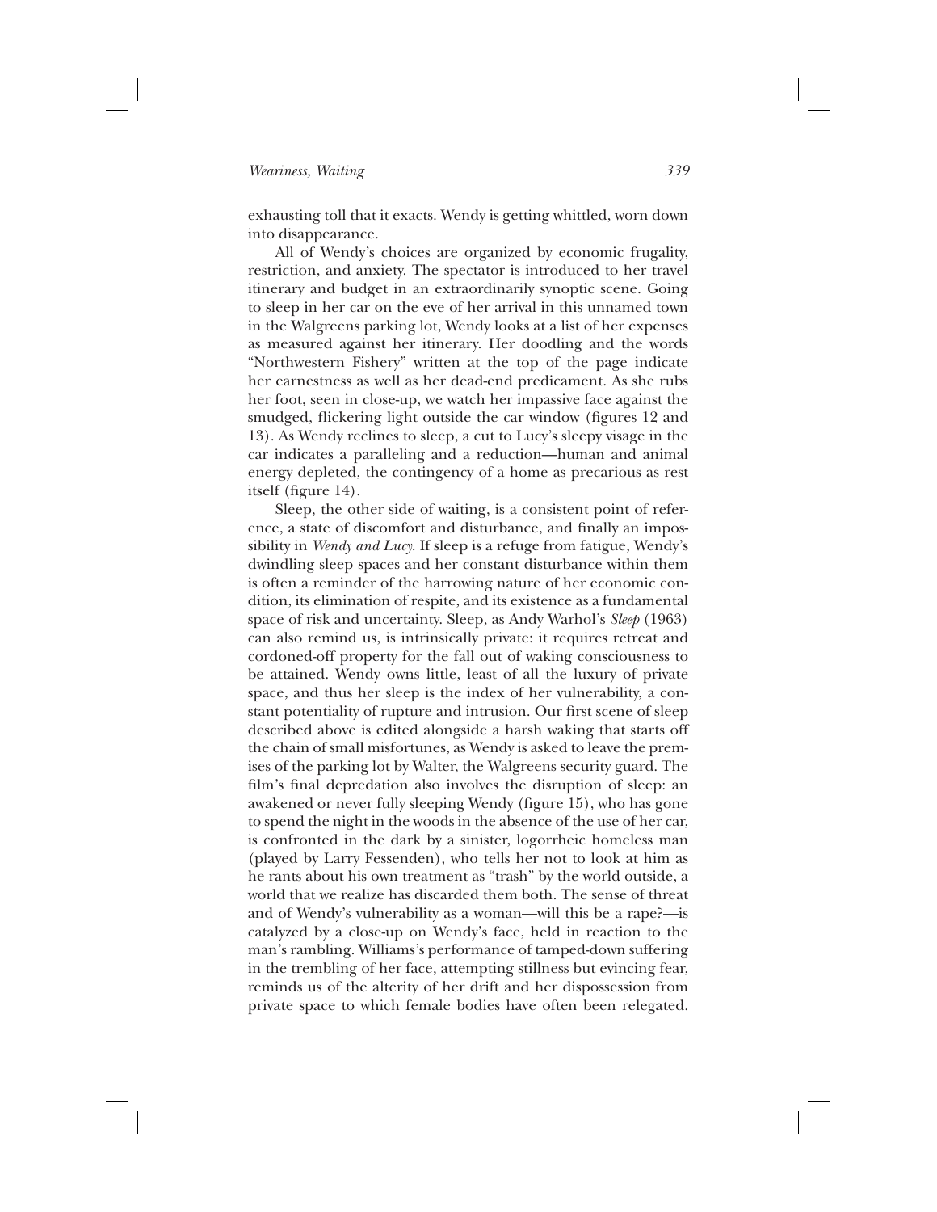exhausting toll that it exacts. Wendy is getting whittled, worn down into disappearance.

All of Wendy's choices are organized by economic frugality, restriction, and anxiety. The spectator is introduced to her travel itinerary and budget in an extraordinarily synoptic scene. Going to sleep in her car on the eve of her arrival in this unnamed town in the Walgreens parking lot, Wendy looks at a list of her expenses as measured against her itinerary. Her doodling and the words "Northwestern Fishery" written at the top of the page indicate her earnestness as well as her dead-end predicament. As she rubs her foot, seen in close-up, we watch her impassive face against the smudged, flickering light outside the car window (figures 12 and 13). As Wendy reclines to sleep, a cut to Lucy's sleepy visage in the car indicates a paralleling and a reduction—human and animal energy depleted, the contingency of a home as precarious as rest itself (figure 14).

Sleep, the other side of waiting, is a consistent point of reference, a state of discomfort and disturbance, and finally an impossibility in *Wendy and Lucy.* If sleep is a refuge from fatigue, Wendy's dwindling sleep spaces and her constant disturbance within them is often a reminder of the harrowing nature of her economic condition, its elimination of respite, and its existence as a fundamental space of risk and uncertainty. Sleep, as Andy Warhol's *Sleep* (1963) can also remind us, is intrinsically private: it requires retreat and cordoned-off property for the fall out of waking consciousness to be attained. Wendy owns little, least of all the luxury of private space, and thus her sleep is the index of her vulnerability, a constant potentiality of rupture and intrusion. Our first scene of sleep described above is edited alongside a harsh waking that starts off the chain of small misfortunes, as Wendy is asked to leave the premises of the parking lot by Walter, the Walgreens security guard. The film's final depredation also involves the disruption of sleep: an awakened or never fully sleeping Wendy (figure 15), who has gone to spend the night in the woods in the absence of the use of her car, is confronted in the dark by a sinister, logorrheic homeless man (played by Larry Fessenden), who tells her not to look at him as he rants about his own treatment as "trash" by the world outside, a world that we realize has discarded them both. The sense of threat and of Wendy's vulnerability as a woman—will this be a rape?—is catalyzed by a close-up on Wendy's face, held in reaction to the man's rambling. Williams's performance of tamped-down suffering in the trembling of her face, attempting stillness but evincing fear, reminds us of the alterity of her drift and her dispossession from private space to which female bodies have often been relegated.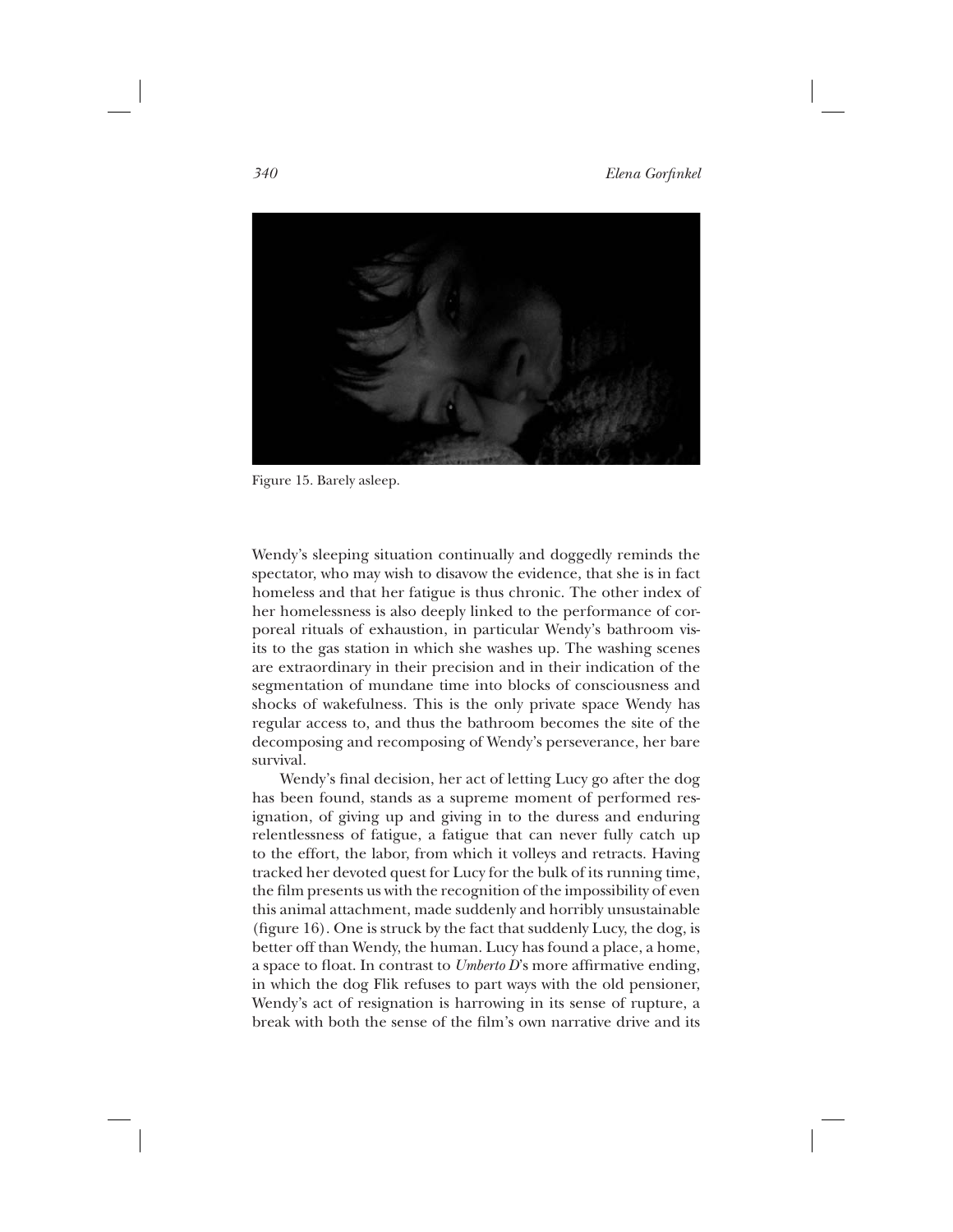Figure 15. Barely asleep.

Wendy's sleeping situation continually and doggedly reminds the spectator, who may wish to disavow the evidence, that she is in fact homeless and that her fatigue is thus chronic. The other index of her homelessness is also deeply linked to the performance of corporeal rituals of exhaustion, in particular Wendy's bathroom visits to the gas station in which she washes up. The washing scenes are extraordinary in their precision and in their indication of the segmentation of mundane time into blocks of consciousness and shocks of wakefulness. This is the only private space Wendy has regular access to, and thus the bathroom becomes the site of the decomposing and recomposing of Wendy's perseverance, her bare survival.

Wendy's final decision, her act of letting Lucy go after the dog has been found, stands as a supreme moment of performed resignation, of giving up and giving in to the duress and enduring relentlessness of fatigue, a fatigue that can never fully catch up to the effort, the labor, from which it volleys and retracts. Having tracked her devoted quest for Lucy for the bulk of its running time, the film presents us with the recognition of the impossibility of even this animal attachment, made suddenly and horribly unsustainable (figure 16). One is struck by the fact that suddenly Lucy, the dog, is better off than Wendy, the human. Lucy has found a place, a home, a space to float. In contrast to *Umberto D*'s more affirmative ending, in which the dog Flik refuses to part ways with the old pensioner, Wendy's act of resignation is harrowing in its sense of rupture, a break with both the sense of the film's own narrative drive and its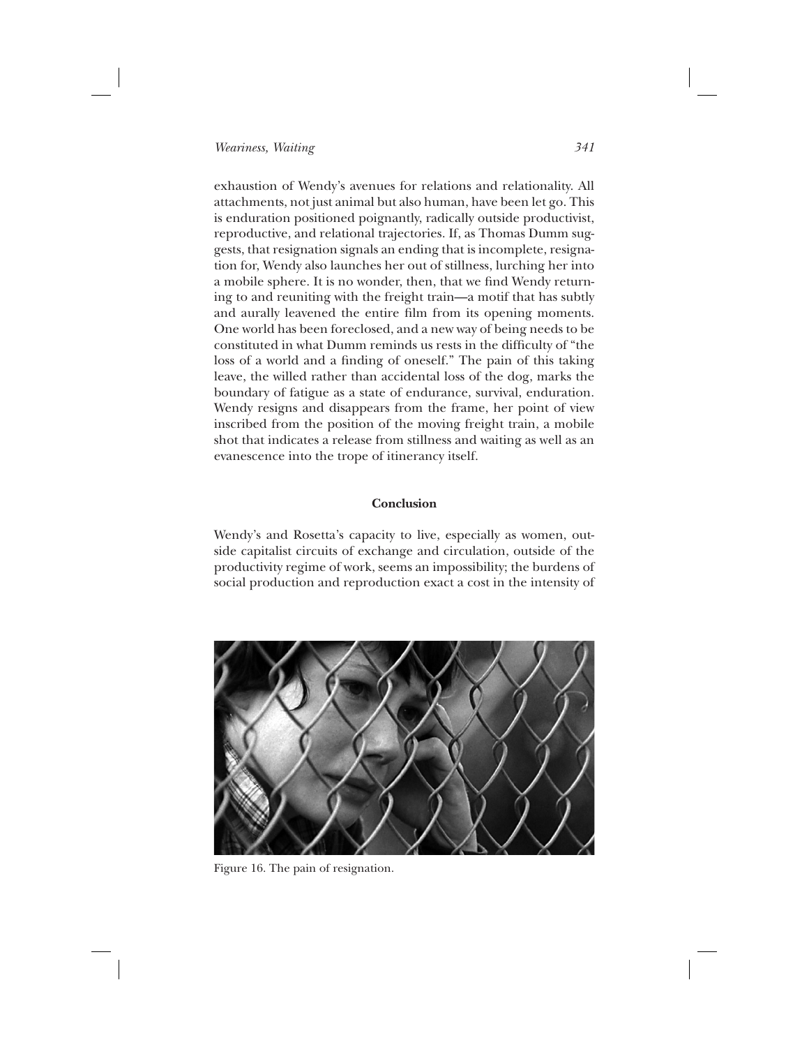exhaustion of Wendy's avenues for relations and relationality. All attachments, not just animal but also human, have been let go. This is enduration positioned poignantly, radically outside productivist, reproductive, and relational trajectories. If, as Thomas Dumm suggests, that resignation signals an ending that is incomplete, resignation for, Wendy also launches her out of stillness, lurching her into a mobile sphere. It is no wonder, then, that we find Wendy returning to and reuniting with the freight train—a motif that has subtly and aurally leavened the entire film from its opening moments. One world has been foreclosed, and a new way of being needs to be constituted in what Dumm reminds us rests in the difficulty of "the loss of a world and a finding of oneself." The pain of this taking leave, the willed rather than accidental loss of the dog, marks the boundary of fatigue as a state of endurance, survival, enduration. Wendy resigns and disappears from the frame, her point of view inscribed from the position of the moving freight train, a mobile shot that indicates a release from stillness and waiting as well as an evanescence into the trope of itinerancy itself.

## Conclusion

Wendy's and Rosetta's capacity to live, especially as women, outside capitalist circuits of exchange and circulation, outside of the productivity regime of work, seems an impossibility; the burdens of social production and reproduction exact a cost in the intensity of

Figure 16. The pain of resignation.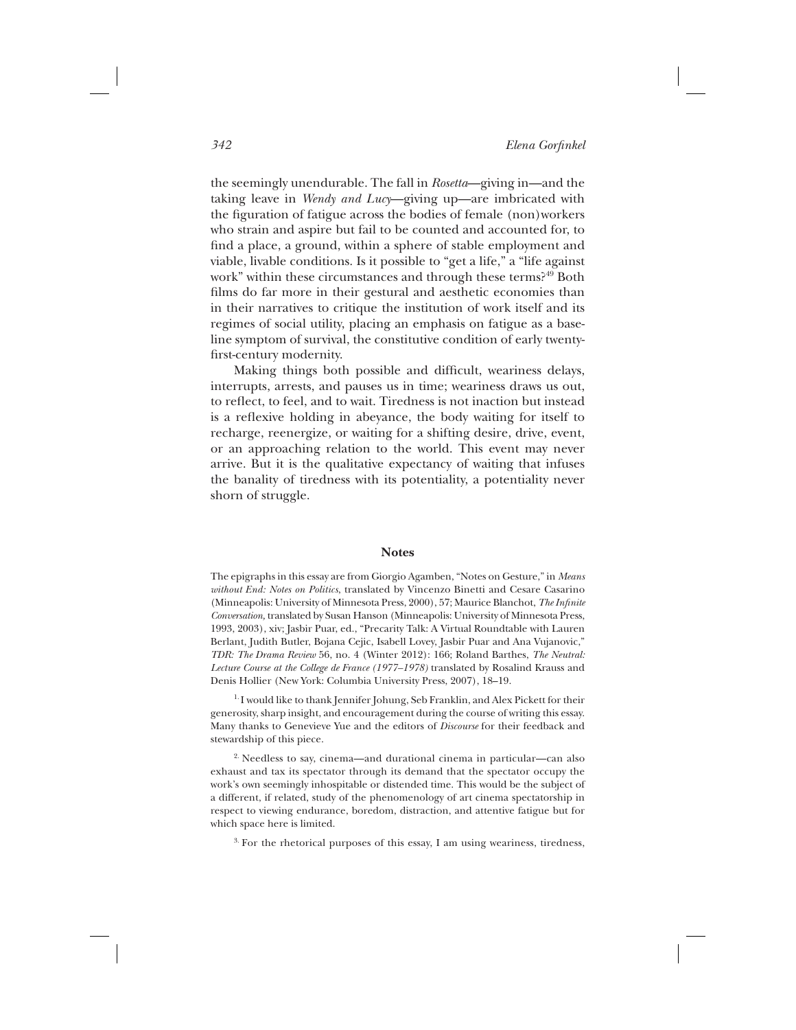the seemingly unendurable. The fall in *Rosetta*—giving in—and the taking leave in *Wendy and Lucy*—giving up—are imbricated with the figuration of fatigue across the bodies of female (non)workers who strain and aspire but fail to be counted and accounted for, to find a place, a ground, within a sphere of stable employment and viable, livable conditions. Is it possible to "get a life," a "life against work" within these circumstances and through these terms?[49] Both films do far more in their gestural and aesthetic economies than in their narratives to critique the institution of work itself and its regimes of social utility, placing an emphasis on fatigue as a baseline symptom of survival, the constitutive condition of early twenty-first-century modernity.

Making things both possible and difficult, weariness delays, interrupts, arrests, and pauses us in time; weariness draws us out, to reflect, to feel, and to wait. Tiredness is not inaction but instead is a reflexive holding in abeyance, the body waiting for itself to recharge, reenergize, or waiting for a shifting desire, drive, event, or an approaching relation to the world. This event may never arrive. But it is the qualitative expectancy of waiting that infuses the banality of tiredness with its potentiality, a potentiality never shorn of struggle.

## Notes

The epigraphs in this essay are from Giorgio Agamben, "Notes on Gesture," in *Means without End: Notes on Politics*, translated by Vincenzo Binetti and Cesare Casarino (Minneapolis: University of Minnesota Press, 2000), 57; Maurice Blanchot, *The Infinite Conversation,* translated by Susan Hanson (Minneapolis: University of Minnesota Press, 1993, 2003), xiv; Jasbir Puar, ed., "Precarity Talk: A Virtual Roundtable with Lauren Berlant, Judith Butler, Bojana Cejic, Isabell Lovey, Jasbir Puar and Ana Vujanovic," *TDR: The Drama Review* 56, no. 4 (Winter 2012): 166; Roland Barthes, *The Neutral: Lecture Course at the College de France (1977–1978)* translated by Rosalind Krauss and Denis Hollier (New York: Columbia University Press, 2007), 18–19.

[1.] I would like to thank Jennifer Johung, Seb Franklin, and Alex Pickett for their generosity, sharp insight, and encouragement during the course of writing this essay. Many thanks to Genevieve Yue and the editors of *Discourse* for their feedback and stewardship of this piece.

[2.] Needless to say, cinema—and durational cinema in particular—can also exhaust and tax its spectator through its demand that the spectator occupy the work's own seemingly inhospitable or distended time. This would be the subject of a different, if related, study of the phenomenology of art cinema spectatorship in respect to viewing endurance, boredom, distraction, and attentive fatigue but for which space here is limited.

[3.] For the rhetorical purposes of this essay, I am using weariness, tiredness,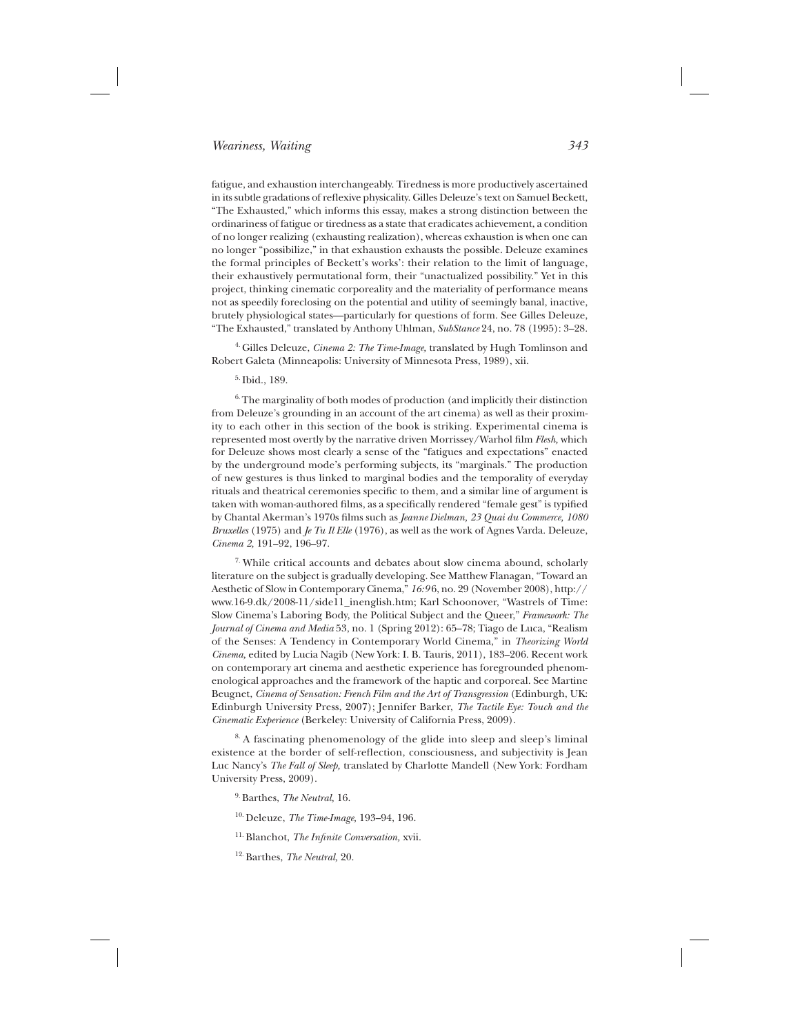fatigue, and exhaustion interchangeably. Tiredness is more productively ascertained in its subtle gradations of reflexive physicality. Gilles Deleuze's text on Samuel Beckett, "The Exhausted," which informs this essay, makes a strong distinction between the ordinariness of fatigue or tiredness as a state that eradicates achievement, a condition of no longer realizing (exhausting realization), whereas exhaustion is when one can no longer "possibilize," in that exhaustion exhausts the possible. Deleuze examines the formal principles of Beckett's works': their relation to the limit of language, their exhaustively permutational form, their "unactualized possibility." Yet in this project, thinking cinematic corporeality and the materiality of performance means not as speedily foreclosing on the potential and utility of seemingly banal, inactive, brutely physiological states—particularly for questions of form. See Gilles Deleuze, "The Exhausted," translated by Anthony Uhlman, *SubStance* 24, no. 78 (1995): 3–28.

4. Gilles Deleuze, *Cinema 2: The Time-Image,* translated by Hugh Tomlinson and Robert Galeta (Minneapolis: University of Minnesota Press, 1989), xii.

5. Ibid., 189.

6. The marginality of both modes of production (and implicitly their distinction from Deleuze's grounding in an account of the art cinema) as well as their proximity to each other in this section of the book is striking. Experimental cinema is represented most overtly by the narrative driven Morrissey/Warhol film *Flesh,* which for Deleuze shows most clearly a sense of the "fatigues and expectations" enacted by the underground mode's performing subjects, its "marginals." The production of new gestures is thus linked to marginal bodies and the temporality of everyday rituals and theatrical ceremonies specific to them, and a similar line of argument is taken with woman-authored films, as a specifically rendered "female gest" is typified by Chantal Akerman's 1970s films such as *Jeanne Dielman, 23 Quai du Commerce, 1080 Bruxelles* (1975) and *Je Tu Il Elle* (1976), as well as the work of Agnes Varda. Deleuze, *Cinema 2,* 191–92, 196–97.

7. While critical accounts and debates about slow cinema abound, scholarly literature on the subject is gradually developing. See Matthew Flanagan, "Toward an Aesthetic of Slow in Contemporary Cinema," *16:9* 6, no. 29 (November 2008), http://www.16-9.dk/2008-11/side11_inenglish.htm; Karl Schoonover, "Wastrels of Time: Slow Cinema's Laboring Body, the Political Subject and the Queer," *Framework: The Journal of Cinema and Media* 53, no. 1 (Spring 2012): 65–78; Tiago de Luca, "Realism of the Senses: A Tendency in Contemporary World Cinema," in *Theorizing World Cinema,* edited by Lucia Nagib (New York: I. B. Tauris, 2011), 183–206. Recent work on contemporary art cinema and aesthetic experience has foregrounded phenomenological approaches and the framework of the haptic and corporeal. See Martine Beugnet, *Cinema of Sensation: French Film and the Art of Transgression* (Edinburgh, UK: Edinburgh University Press, 2007); Jennifer Barker, *The Tactile Eye: Touch and the Cinematic Experience* (Berkeley: University of California Press, 2009).

8. A fascinating phenomenology of the glide into sleep and sleep's liminal existence at the border of self-reflection, consciousness, and subjectivity is Jean Luc Nancy's *The Fall of Sleep,* translated by Charlotte Mandell (New York: Fordham University Press, 2009).

9. Barthes, *The Neutral,* 16.

10. Deleuze, *The Time-Image,* 193–94, 196.

11. Blanchot, *The Infinite Conversation,* xvii.

12. Barthes, *The Neutral,* 20.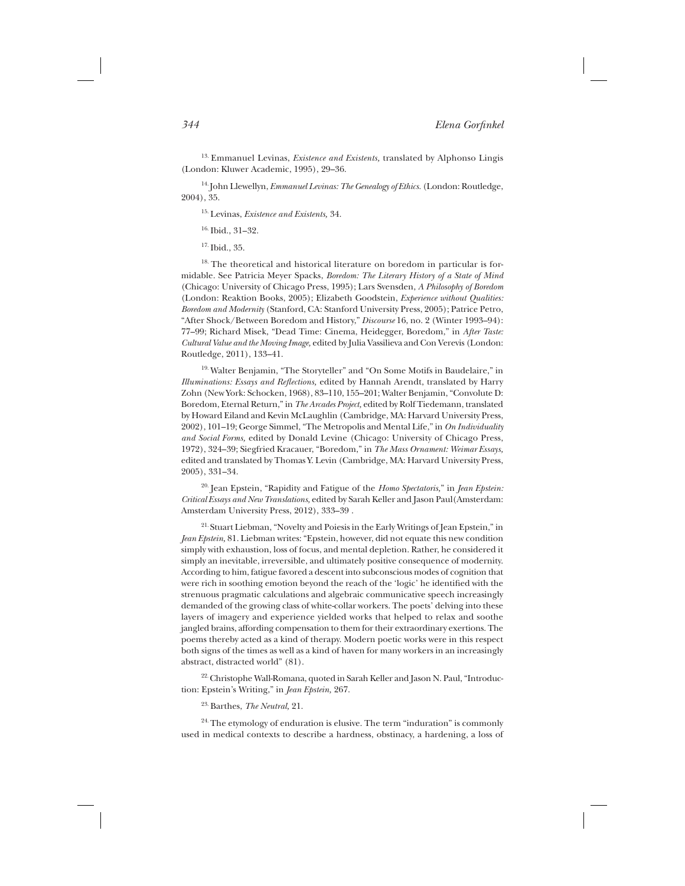[13] Emmanuel Levinas, *Existence and Existents,* translated by Alphonso Lingis (London: Kluwer Academic, 1995), 29–36.

[14] John Llewellyn, *Emmanuel Levinas: The Genealogy of Ethics.* (London: Routledge, 2004), 35.

[15] Levinas, *Existence and Existents,* 34.

[16] Ibid., 31–32.

[17] Ibid., 35.

[18] The theoretical and historical literature on boredom in particular is formidable. See Patricia Meyer Spacks, *Boredom: The Literary History of a State of Mind* (Chicago: University of Chicago Press, 1995); Lars Svensden, *A Philosophy of Boredom* (London: Reaktion Books, 2005); Elizabeth Goodstein, *Experience without Qualities: Boredom and Modernity* (Stanford, CA: Stanford University Press, 2005); Patrice Petro, "After Shock/Between Boredom and History," *Discourse* 16, no. 2 (Winter 1993–94): 77–99; Richard Misek, "Dead Time: Cinema, Heidegger, Boredom," in *After Taste: Cultural Value and the Moving Image,* edited by Julia Vassilieva and Con Verevis (London: Routledge, 2011), 133–41.

[19] Walter Benjamin, "The Storyteller" and "On Some Motifs in Baudelaire," in *Illuminations: Essays and Reflections,* edited by Hannah Arendt, translated by Harry Zohn (New York: Schocken, 1968), 83–110, 155–201; Walter Benjamin, "Convolute D: Boredom, Eternal Return," in *The Arcades Project,* edited by Rolf Tiedemann, translated by Howard Eiland and Kevin McLaughlin (Cambridge, MA: Harvard University Press, 2002), 101–19; George Simmel, "The Metropolis and Mental Life," in *On Individuality and Social Forms,* edited by Donald Levine (Chicago: University of Chicago Press, 1972), 324–39; Siegfried Kracauer, "Boredom," in *The Mass Ornament: Weimar Essays,* edited and translated by Thomas Y. Levin (Cambridge, MA: Harvard University Press, 2005), 331–34.

[20] Jean Epstein, "Rapidity and Fatigue of the *Homo Spectatoris,*" in *Jean Epstein: Critical Essays and New Translations,* edited by Sarah Keller and Jason Paul(Amsterdam: Amsterdam University Press, 2012), 333–39 .

[21] Stuart Liebman, "Novelty and Poiesis in the Early Writings of Jean Epstein," in *Jean Epstein,* 81. Liebman writes: "Epstein, however, did not equate this new condition simply with exhaustion, loss of focus, and mental depletion. Rather, he considered it simply an inevitable, irreversible, and ultimately positive consequence of modernity. According to him, fatigue favored a descent into subconscious modes of cognition that were rich in soothing emotion beyond the reach of the 'logic' he identified with the strenuous pragmatic calculations and algebraic communicative speech increasingly demanded of the growing class of white-collar workers. The poets' delving into these layers of imagery and experience yielded works that helped to relax and soothe jangled brains, affording compensation to them for their extraordinary exertions. The poems thereby acted as a kind of therapy. Modern poetic works were in this respect both signs of the times as well as a kind of haven for many workers in an increasingly abstract, distracted world" (81).

[22] Christophe Wall-Romana, quoted in Sarah Keller and Jason N. Paul, "Introduction: Epstein's Writing," in *Jean Epstein,* 267.

[23] Barthes, *The Neutral,* 21.

[24] The etymology of enduration is elusive. The term "induration" is commonly used in medical contexts to describe a hardness, obstinacy, a hardening, a loss of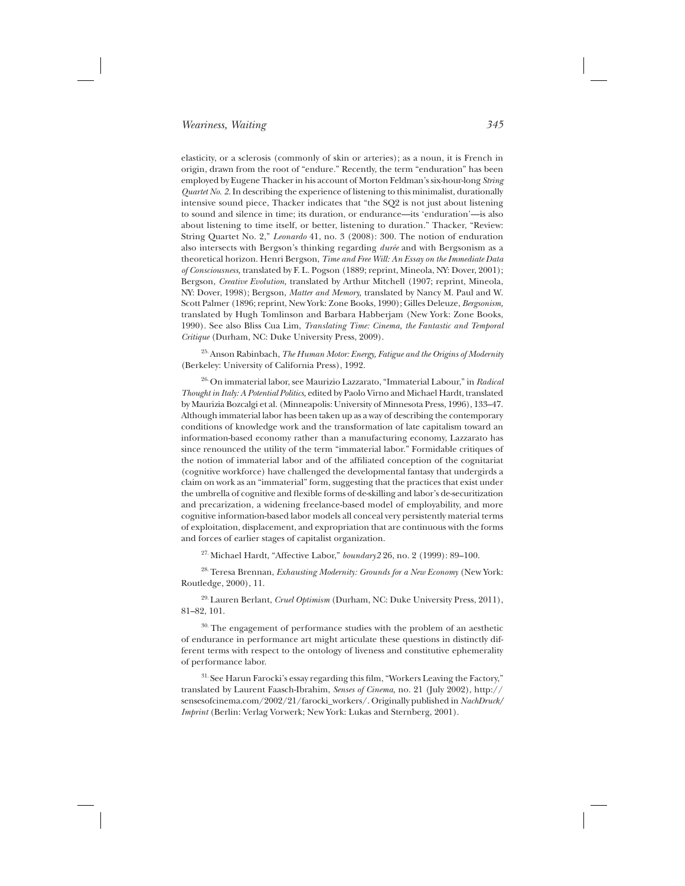elasticity, or a sclerosis (commonly of skin or arteries); as a noun, it is French in origin, drawn from the root of "endure." Recently, the term "enduration" has been employed by Eugene Thacker in his account of Morton Feldman's six-hour-long *String Quartet No. 2*. In describing the experience of listening to this minimalist, durationally intensive sound piece, Thacker indicates that "the SQ2 is not just about listening to sound and silence in time; its duration, or endurance—its 'enduration'—is also about listening to time itself, or better, listening to duration." Thacker, "Review: String Quartet No. 2," *Leonardo* 41, no. 3 (2008): 300. The notion of enduration also intersects with Bergson's thinking regarding *durée* and with Bergsonism as a theoretical horizon. Henri Bergson, *Time and Free Will: An Essay on the Immediate Data of Consciousness,* translated by F. L. Pogson (1889; reprint, Mineola, NY: Dover, 2001); Bergson, *Creative Evolution,* translated by Arthur Mitchell (1907; reprint, Mineola, NY: Dover, 1998); Bergson, *Matter and Memory,* translated by Nancy M. Paul and W. Scott Palmer (1896; reprint, New York: Zone Books, 1990); Gilles Deleuze, *Bergsonism,* translated by Hugh Tomlinson and Barbara Habberjam (New York: Zone Books, 1990). See also Bliss Cua Lim, *Translating Time: Cinema, the Fantastic and Temporal Critique* (Durham, NC: Duke University Press, 2009).

25. Anson Rabinbach, *The Human Motor: Energy, Fatigue and the Origins of Modernity* (Berkeley: University of California Press), 1992.

26. On immaterial labor, see Maurizio Lazzarato, "Immaterial Labour," in *Radical Thought in Italy: A Potential Politics,* edited by Paolo Virno and Michael Hardt, translated by Maurizia Bozcalgi et al. (Minneapolis: University of Minnesota Press, 1996), 133–47. Although immaterial labor has been taken up as a way of describing the contemporary conditions of knowledge work and the transformation of late capitalism toward an information-based economy rather than a manufacturing economy, Lazzarato has since renounced the utility of the term "immaterial labor." Formidable critiques of the notion of immaterial labor and of the affiliated conception of the cognitariat (cognitive workforce) have challenged the developmental fantasy that undergirds a claim on work as an "immaterial" form, suggesting that the practices that exist under the umbrella of cognitive and flexible forms of de-skilling and labor's de-securitization and precarization, a widening freelance-based model of employability, and more cognitive information-based labor models all conceal very persistently material terms of exploitation, displacement, and expropriation that are continuous with the forms and forces of earlier stages of capitalist organization.

27. Michael Hardt, "Affective Labor," *boundary2* 26, no. 2 (1999): 89–100.

28. Teresa Brennan, *Exhausting Modernity: Grounds for a New Economy* (New York: Routledge, 2000), 11.

29. Lauren Berlant, *Cruel Optimism* (Durham, NC: Duke University Press, 2011), 81–82, 101.

30. The engagement of performance studies with the problem of an aesthetic of endurance in performance art might articulate these questions in distinctly different terms with respect to the ontology of liveness and constitutive ephemerality of performance labor.

31. See Harun Farocki's essay regarding this film, "Workers Leaving the Factory," translated by Laurent Faasch-Ibrahim, *Senses of Cinema,* no. 21 (July 2002), http://sensesofcinema.com/2002/21/farocki_workers/. Originally published in *NachDruck/Imprint* (Berlin: Verlag Vorwerk; New York: Lukas and Sternberg, 2001).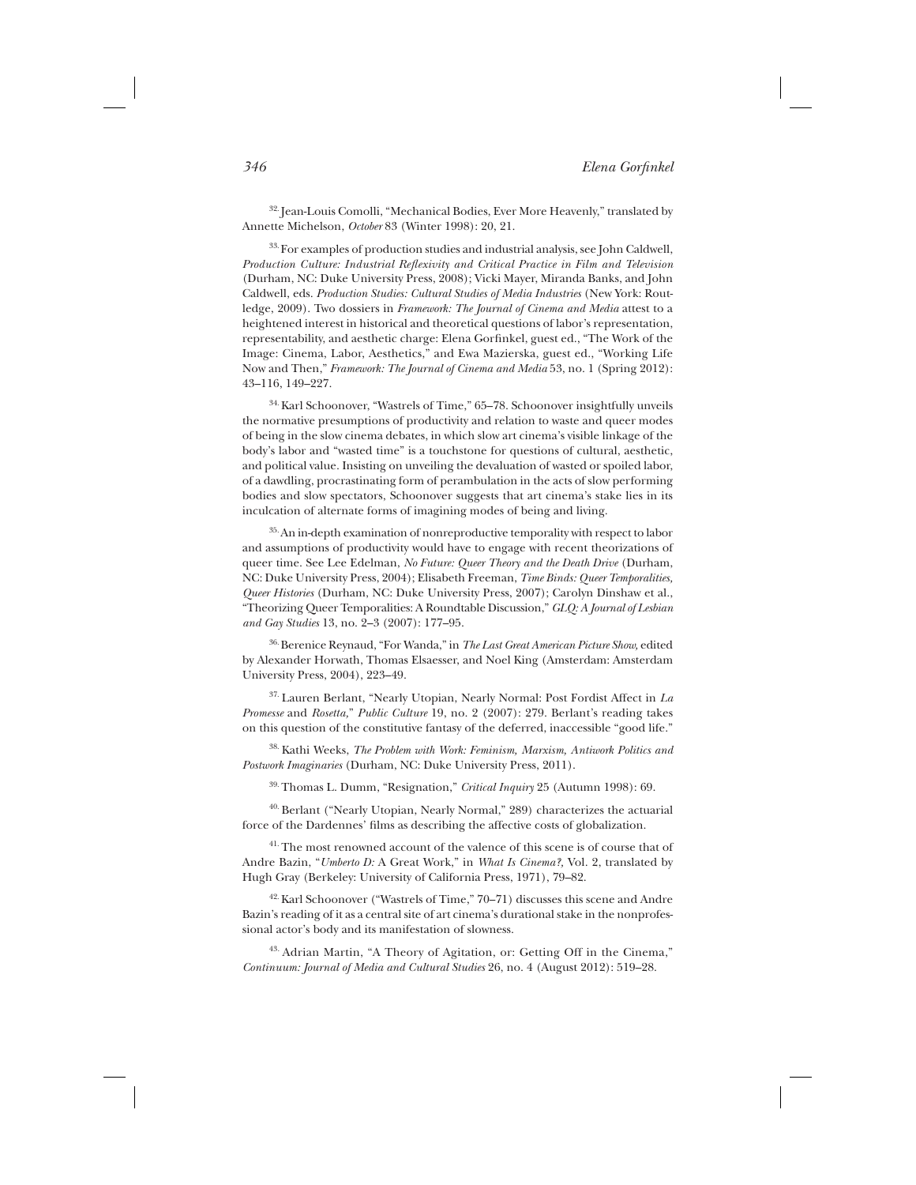[32] Jean-Louis Comolli, "Mechanical Bodies, Ever More Heavenly," translated by Annette Michelson, *October* 83 (Winter 1998): 20, 21.

[33] For examples of production studies and industrial analysis, see John Caldwell, *Production Culture: Industrial Reflexivity and Critical Practice in Film and Television* (Durham, NC: Duke University Press, 2008); Vicki Mayer, Miranda Banks, and John Caldwell, eds. *Production Studies: Cultural Studies of Media Industries* (New York: Routledge, 2009). Two dossiers in *Framework: The Journal of Cinema and Media* attest to a heightened interest in historical and theoretical questions of labor's representation, representability, and aesthetic charge: Elena Gorfinkel, guest ed., "The Work of the Image: Cinema, Labor, Aesthetics," and Ewa Mazierska, guest ed., "Working Life Now and Then," *Framework: The Journal of Cinema and Media* 53, no. 1 (Spring 2012): 43–116, 149–227.

[34] Karl Schoonover, "Wastrels of Time," 65–78. Schoonover insightfully unveils the normative presumptions of productivity and relation to waste and queer modes of being in the slow cinema debates, in which slow art cinema's visible linkage of the body's labor and "wasted time" is a touchstone for questions of cultural, aesthetic, and political value. Insisting on unveiling the devaluation of wasted or spoiled labor, of a dawdling, procrastinating form of perambulation in the acts of slow performing bodies and slow spectators, Schoonover suggests that art cinema's stake lies in its inculcation of alternate forms of imagining modes of being and living.

[35] An in-depth examination of nonreproductive temporality with respect to labor and assumptions of productivity would have to engage with recent theorizations of queer time. See Lee Edelman, *No Future: Queer Theory and the Death Drive* (Durham, NC: Duke University Press, 2004); Elisabeth Freeman, *Time Binds: Queer Temporalities, Queer Histories* (Durham, NC: Duke University Press, 2007); Carolyn Dinshaw et al., "Theorizing Queer Temporalities: A Roundtable Discussion," *GLQ: A Journal of Lesbian and Gay Studies* 13, no. 2–3 (2007): 177–95.

[36] Berenice Reynaud, "For Wanda," in *The Last Great American Picture Show*, edited by Alexander Horwath, Thomas Elsaesser, and Noel King (Amsterdam: Amsterdam University Press, 2004), 223–49.

[37] Lauren Berlant, "Nearly Utopian, Nearly Normal: Post Fordist Affect in *La Promesse* and *Rosetta*," *Public Culture* 19, no. 2 (2007): 279. Berlant's reading takes on this question of the constitutive fantasy of the deferred, inaccessible "good life."

[38] Kathi Weeks, *The Problem with Work: Feminism, Marxism, Antiwork Politics and Postwork Imaginaries* (Durham, NC: Duke University Press, 2011).

[39] Thomas L. Dumm, "Resignation," *Critical Inquiry* 25 (Autumn 1998): 69.

[40] Berlant ("Nearly Utopian, Nearly Normal," 289) characterizes the actuarial force of the Dardennes' films as describing the affective costs of globalization.

[41] The most renowned account of the valence of this scene is of course that of Andre Bazin, "*Umberto D:* A Great Work," in *What Is Cinema?*, Vol. 2, translated by Hugh Gray (Berkeley: University of California Press, 1971), 79–82.

[42] Karl Schoonover ("Wastrels of Time," 70–71) discusses this scene and Andre Bazin's reading of it as a central site of art cinema's durational stake in the nonprofessional actor's body and its manifestation of slowness.

[43] Adrian Martin, "A Theory of Agitation, or: Getting Off in the Cinema," *Continuum: Journal of Media and Cultural Studies* 26, no. 4 (August 2012): 519–28.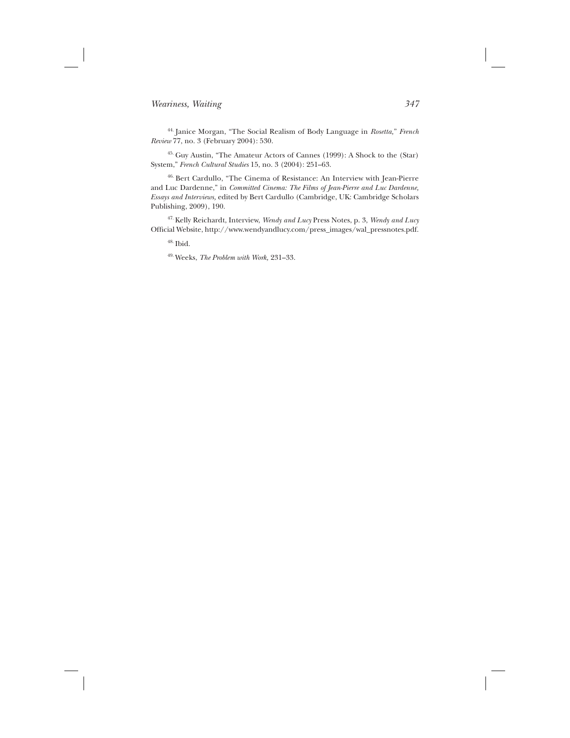[44] Janice Morgan, "The Social Realism of Body Language in *Rosetta*," *French Review* 77, no. 3 (February 2004): 530.

[45] Guy Austin, "The Amateur Actors of Cannes (1999): A Shock to the (Star) System," *French Cultural Studies* 15, no. 3 (2004): 251–63.

[46] Bert Cardullo, "The Cinema of Resistance: An Interview with Jean-Pierre and Luc Dardenne," in *Committed Cinema: The Films of Jean-Pierre and Luc Dardenne, Essays and Interviews,* edited by Bert Cardullo (Cambridge, UK: Cambridge Scholars Publishing, 2009), 190.

[47] Kelly Reichardt, Interview, *Wendy and Lucy* Press Notes, p. 3, *Wendy and Lucy* Official Website, http://www.wendyandlucy.com/press_images/wal_pressnotes.pdf.

[48] Ibid.

[49] Weeks, *The Problem with Work,* 231–33.